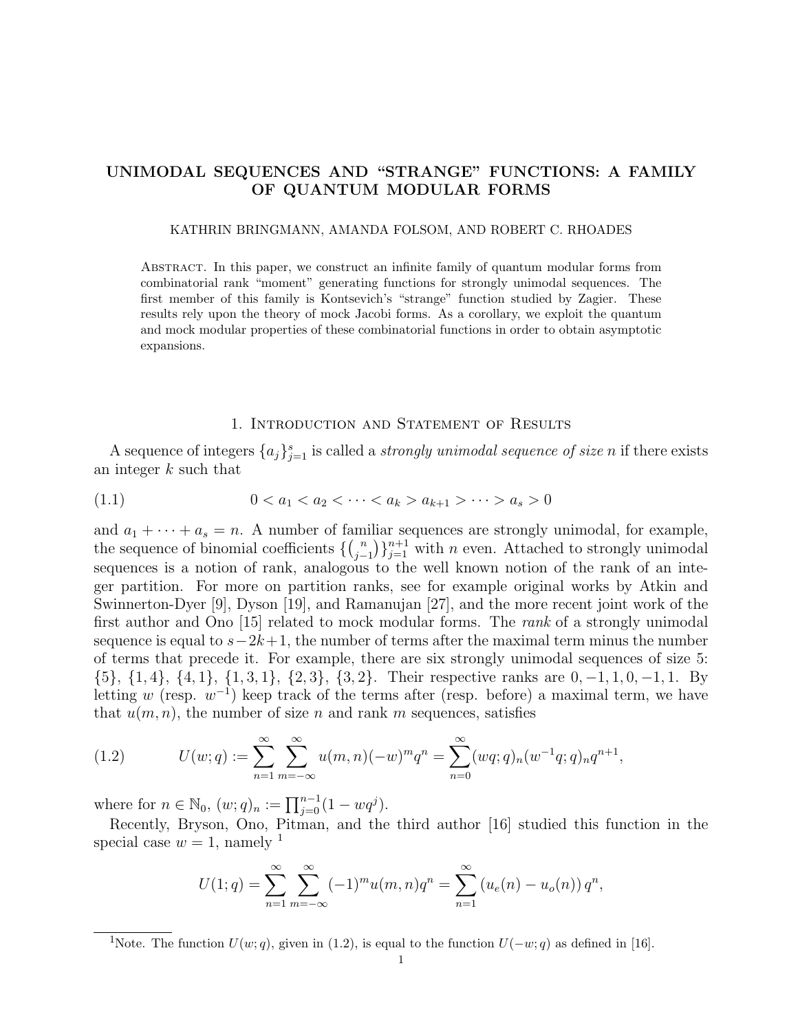# UNIMODAL SEQUENCES AND "STRANGE" FUNCTIONS: A FAMILY OF QUANTUM MODULAR FORMS

KATHRIN BRINGMANN, AMANDA FOLSOM, AND ROBERT C. RHOADES

Abstract. In this paper, we construct an infinite family of quantum modular forms from combinatorial rank "moment" generating functions for strongly unimodal sequences. The first member of this family is Kontsevich's "strange" function studied by Zagier. These results rely upon the theory of mock Jacobi forms. As a corollary, we exploit the quantum and mock modular properties of these combinatorial functions in order to obtain asymptotic expansions.

## 1. Introduction and Statement of Results

A sequence of integers $\{a_j\}_{j=1}^s$ is called a *strongly unimodal sequence of size* $n$ if there exists an integer $k$ such that

$$0 < a_1 < a_2 < \cdots < a_k > a_{k+1} > \cdots > a_s > 0 \tag{1.1}$$

and $a_1 + \cdots + a_s = n$. A number of familiar sequences are strongly unimodal, for example, the sequence of binomial coefficients $\{\binom{n}{j-1}\}_{j=1}^{n+1}$ with $n$ even. Attached to strongly unimodal sequences is a notion of rank, analogous to the well known notion of the rank of an integer partition. For more on partition ranks, see for example original works by Atkin and Swinnerton-Dyer [9], Dyson [19], and Ramanujan [27], and the more recent joint work of the first author and Ono [15] related to mock modular forms. The *rank* of a strongly unimodal sequence is equal to $s-2k+1$, the number of terms after the maximal term minus the number of terms that precede it. For example, there are six strongly unimodal sequences of size 5: $\{5\}$, $\{1,4\}$, $\{4,1\}$, $\{1,3,1\}$, $\{2,3\}$, $\{3,2\}$. Their respective ranks are $0,-1,1,0,-1,1$. By letting $w$ (resp. $w^{-1}$) keep track of the terms after (resp. before) a maximal term, we have that $u(m,n)$, the number of size $n$ and rank $m$ sequences, satisfies

$$U(w;q) := \sum_{n=1}^{\infty}\sum_{m=-\infty}^{\infty} u(m,n)(-w)^m q^n = \sum_{n=0}^{\infty}(wq;q)_n(w^{-1}q;q)_n q^{n+1}, \tag{1.2}$$

where for $n \in \mathbb{N}_0$, $(w;q)_n := \prod_{j=0}^{n-1}(1-wq^j)$.

Recently, Bryson, Ono, Pitman, and the third author [16] studied this function in the special case $w=1$, namely [1]

$$U(1;q) = \sum_{n=1}^{\infty}\sum_{m=-\infty}^{\infty}(-1)^m u(m,n)q^n = \sum_{n=1}^{\infty}\left(u_e(n)-u_o(n)\right)q^n,$$

[1]Note. The function $U(w;q)$, given in (1.2), is equal to the function $U(-w;q)$ as defined in [16].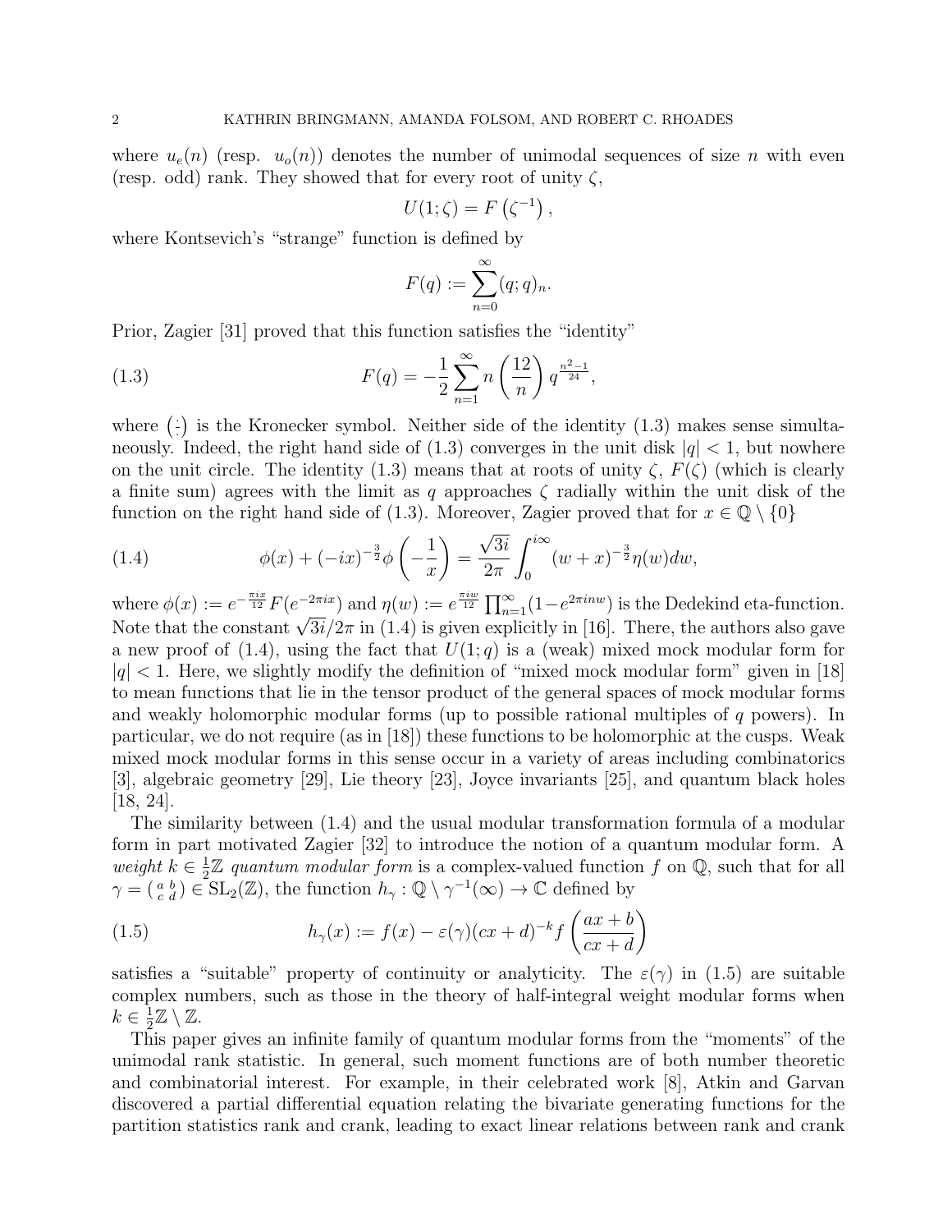where $u_e(n)$ (resp. $u_o(n)$) denotes the number of unimodal sequences of size $n$ with even (resp. odd) rank. They showed that for every root of unity $\zeta$,

$$U(1;\zeta) = F\left(\zeta^{-1}\right),$$

where Kontsevich's "strange" function is defined by

$$F(q) := \sum_{n=0}^{\infty} (q;q)_n.$$

Prior, Zagier [31] proved that this function satisfies the "identity"

$$F(q) = -\frac{1}{2}\sum_{n=1}^{\infty} n\left(\frac{12}{n}\right) q^{\frac{n^2-1}{24}}, \tag{1.3}$$

where $\left(\frac{\cdot}{\cdot}\right)$ is the Kronecker symbol. Neither side of the identity (1.3) makes sense simultaneously. Indeed, the right hand side of (1.3) converges in the unit disk $|q| < 1$, but nowhere on the unit circle. The identity (1.3) means that at roots of unity $\zeta$, $F(\zeta)$ (which is clearly a finite sum) agrees with the limit as $q$ approaches $\zeta$ radially within the unit disk of the function on the right hand side of (1.3). Moreover, Zagier proved that for $x \in \mathbb{Q} \setminus \{0\}$

$$\phi(x) + (-ix)^{-\frac{3}{2}}\phi\left(-\frac{1}{x}\right) = \frac{\sqrt{3i}}{2\pi}\int_0^{i\infty} (w+x)^{-\frac{3}{2}}\eta(w)dw, \tag{1.4}$$

where $\phi(x) := e^{-\frac{\pi i x}{12}} F(e^{-2\pi i x})$ and $\eta(w) := e^{\frac{\pi i w}{12}}\prod_{n=1}^{\infty}(1-e^{2\pi i n w})$ is the Dedekind eta-function. Note that the constant $\sqrt{3i}/2\pi$ in (1.4) is given explicitly in [16]. There, the authors also gave a new proof of (1.4), using the fact that $U(1;q)$ is a (weak) mixed mock modular form for $|q|<1$. Here, we slightly modify the definition of "mixed mock modular form" given in [18] to mean functions that lie in the tensor product of the general spaces of mock modular forms and weakly holomorphic modular forms (up to possible rational multiples of $q$ powers). In particular, we do not require (as in [18]) these functions to be holomorphic at the cusps. Weak mixed mock modular forms in this sense occur in a variety of areas including combinatorics [3], algebraic geometry [29], Lie theory [23], Joyce invariants [25], and quantum black holes [18, 24].

The similarity between (1.4) and the usual modular transformation formula of a modular form in part motivated Zagier [32] to introduce the notion of a quantum modular form. A *weight* $k \in \frac{1}{2}\mathbb{Z}$ *quantum modular form* is a complex-valued function $f$ on $\mathbb{Q}$, such that for all $\gamma = \left(\begin{smallmatrix} a & b \\ c & d \end{smallmatrix}\right) \in \mathrm{SL}_2(\mathbb{Z})$, the function $h_\gamma : \mathbb{Q} \setminus \gamma^{-1}(\infty) \to \mathbb{C}$ defined by

$$h_\gamma(x) := f(x) - \varepsilon(\gamma)(cx+d)^{-k} f\left(\frac{ax+b}{cx+d}\right) \tag{1.5}$$

satisfies a "suitable" property of continuity or analyticity. The $\varepsilon(\gamma)$ in (1.5) are suitable complex numbers, such as those in the theory of half-integral weight modular forms when $k \in \frac{1}{2}\mathbb{Z} \setminus \mathbb{Z}$.

This paper gives an infinite family of quantum modular forms from the "moments" of the unimodal rank statistic. In general, such moment functions are of both number theoretic and combinatorial interest. For example, in their celebrated work [8], Atkin and Garvan discovered a partial differential equation relating the bivariate generating functions for the partition statistics rank and crank, leading to exact linear relations between rank and crank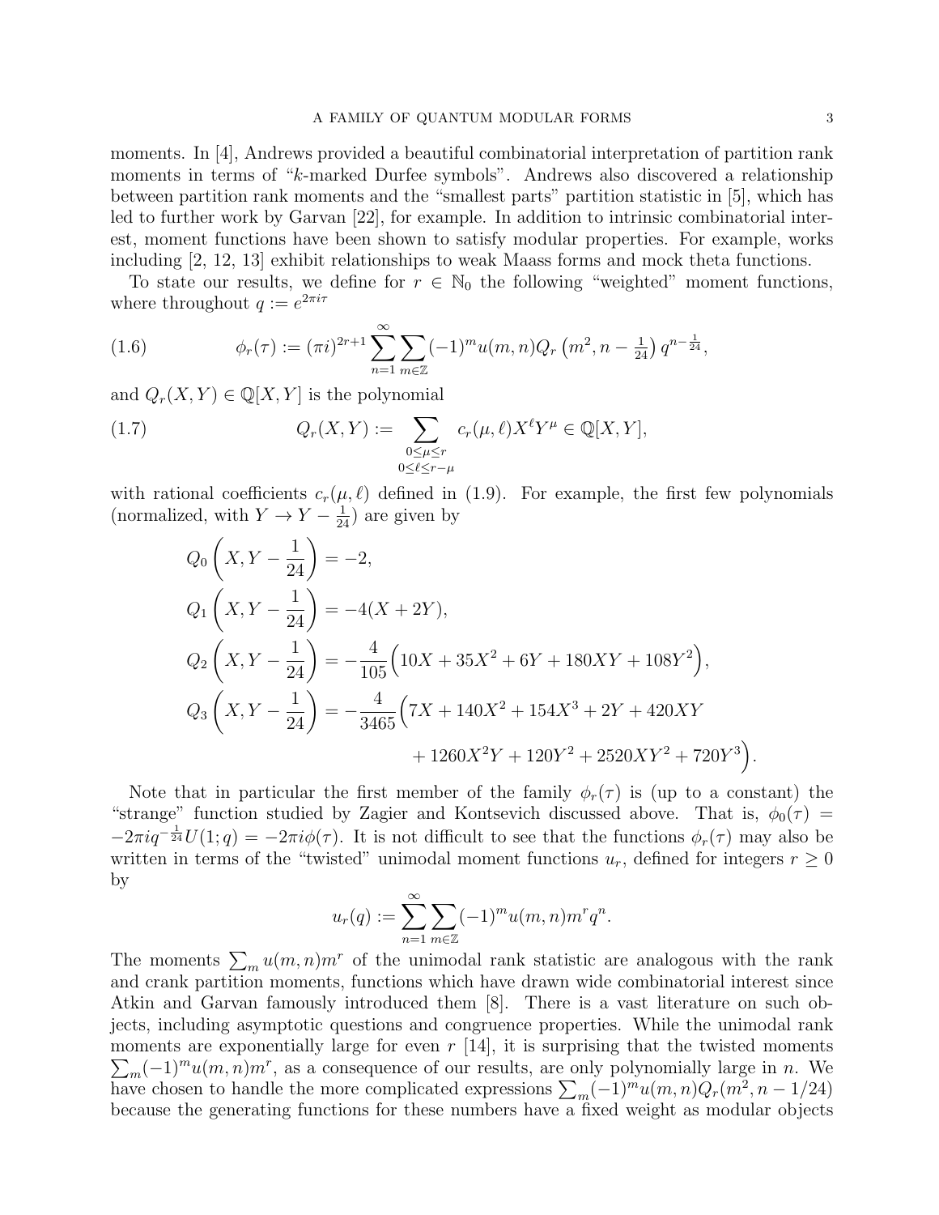moments. In [4], Andrews provided a beautiful combinatorial interpretation of partition rank moments in terms of "$k$-marked Durfee symbols". Andrews also discovered a relationship between partition rank moments and the "smallest parts" partition statistic in [5], which has led to further work by Garvan [22], for example. In addition to intrinsic combinatorial interest, moment functions have been shown to satisfy modular properties. For example, works including [2, 12, 13] exhibit relationships to weak Maass forms and mock theta functions.

To state our results, we define for $r \in \mathbb{N}_0$ the following "weighted" moment functions, where throughout $q := e^{2\pi i \tau}$

$$\phi_r(\tau) := (\pi i)^{2r+1} \sum_{n=1}^{\infty} \sum_{m \in \mathbb{Z}} (-1)^m u(m,n) Q_r\left(m^2, n - \tfrac{1}{24}\right) q^{n-\frac{1}{24}}, \tag{1.6}$$

and $Q_r(X,Y) \in \mathbb{Q}[X,Y]$ is the polynomial

$$Q_r(X,Y) := \sum_{\substack{0 \le \mu \le r \\ 0 \le \ell \le r-\mu}} c_r(\mu,\ell) X^{\ell} Y^{\mu} \in \mathbb{Q}[X,Y], \tag{1.7}$$

with rational coefficients $c_r(\mu,\ell)$ defined in (1.9). For example, the first few polynomials (normalized, with $Y \to Y - \frac{1}{24}$) are given by

$$\begin{aligned}
Q_0\left(X, Y - \frac{1}{24}\right) &= -2, \\
Q_1\left(X, Y - \frac{1}{24}\right) &= -4(X + 2Y), \\
Q_2\left(X, Y - \frac{1}{24}\right) &= -\frac{4}{105}\Big(10X + 35X^2 + 6Y + 180XY + 108Y^2\Big), \\
Q_3\left(X, Y - \frac{1}{24}\right) &= -\frac{4}{3465}\Big(7X + 140X^2 + 154X^3 + 2Y + 420XY \\
&\qquad + 1260X^2Y + 120Y^2 + 2520XY^2 + 720Y^3\Big).
\end{aligned}$$

Note that in particular the first member of the family $\phi_r(\tau)$ is (up to a constant) the "strange" function studied by Zagier and Kontsevich discussed above. That is, $\phi_0(\tau) = -2\pi i q^{-\frac{1}{24}} U(1;q) = -2\pi i \phi(\tau)$. It is not difficult to see that the functions $\phi_r(\tau)$ may also be written in terms of the "twisted" unimodal moment functions $u_r$, defined for integers $r \ge 0$ by

$$u_r(q) := \sum_{n=1}^{\infty} \sum_{m \in \mathbb{Z}} (-1)^m u(m,n) m^r q^n.$$

The moments $\sum_m u(m,n) m^r$ of the unimodal rank statistic are analogous with the rank and crank partition moments, functions which have drawn wide combinatorial interest since Atkin and Garvan famously introduced them [8]. There is a vast literature on such objects, including asymptotic questions and congruence properties. While the unimodal rank moments are exponentially large for even $r$ [14], it is surprising that the twisted moments $\sum_m (-1)^m u(m,n) m^r$, as a consequence of our results, are only polynomially large in $n$. We have chosen to handle the more complicated expressions $\sum_m (-1)^m u(m,n) Q_r(m^2, n - 1/24)$ because the generating functions for these numbers have a fixed weight as modular objects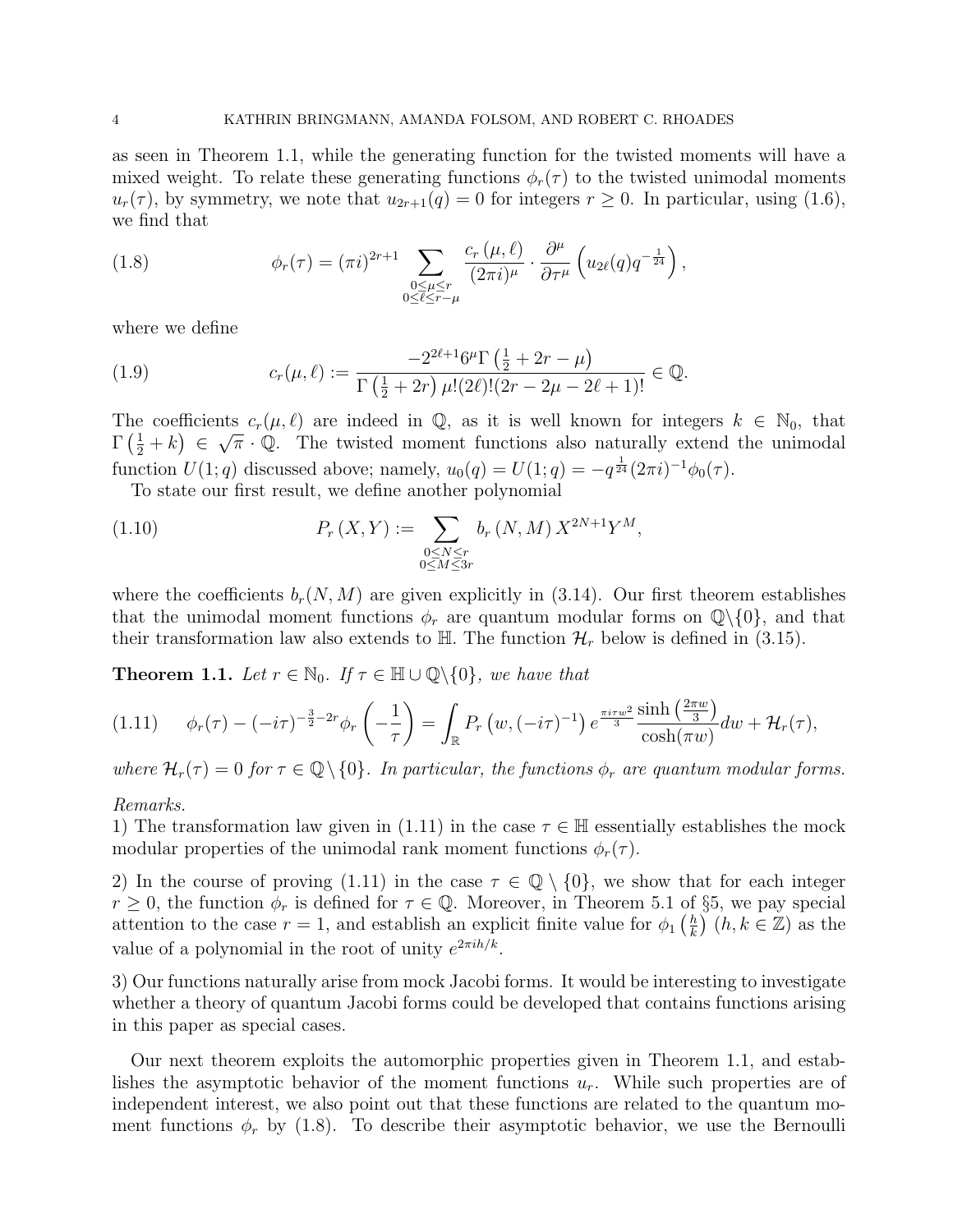as seen in Theorem 1.1, while the generating function for the twisted moments will have a mixed weight. To relate these generating functions $\phi_r(\tau)$ to the twisted unimodal moments $u_r(\tau)$, by symmetry, we note that $u_{2r+1}(q) = 0$ for integers $r \geq 0$. In particular, using (1.6), we find that

$$\phi_r(\tau) = (\pi i)^{2r+1} \sum_{\substack{0 \leq \mu \leq r \\ 0 \leq \ell \leq r-\mu}} \frac{c_r(\mu, \ell)}{(2\pi i)^{\mu}} \cdot \frac{\partial^{\mu}}{\partial \tau^{\mu}} \left( u_{2\ell}(q) q^{-\frac{1}{24}} \right), \tag{1.8}$$

where we define

$$c_r(\mu, \ell) := \frac{-2^{2\ell+1} 6^{\mu} \Gamma\left(\frac{1}{2} + 2r - \mu\right)}{\Gamma\left(\frac{1}{2} + 2r\right) \mu! (2\ell)! (2r - 2\mu - 2\ell + 1)!} \in \mathbb{Q}. \tag{1.9}$$

The coefficients $c_r(\mu, \ell)$ are indeed in $\mathbb{Q}$, as it is well known for integers $k \in \mathbb{N}_0$, that $\Gamma\left(\frac{1}{2} + k\right) \in \sqrt{\pi} \cdot \mathbb{Q}$. The twisted moment functions also naturally extend the unimodal function $U(1; q)$ discussed above; namely, $u_0(q) = U(1; q) = -q^{\frac{1}{24}} (2\pi i)^{-1} \phi_0(\tau)$.

To state our first result, we define another polynomial

$$P_r(X, Y) := \sum_{\substack{0 \leq N \leq r \\ 0 \leq M \leq 3r}} b_r(N, M) X^{2N+1} Y^M, \tag{1.10}$$

where the coefficients $b_r(N, M)$ are given explicitly in (3.14). Our first theorem establishes that the unimodal moment functions $\phi_r$ are quantum modular forms on $\mathbb{Q} \backslash \{0\}$, and that their transformation law also extends to $\mathbb{H}$. The function $\mathcal{H}_r$ below is defined in (3.15).

**Theorem 1.1.** *Let $r \in \mathbb{N}_0$. If $\tau \in \mathbb{H} \cup \mathbb{Q} \backslash \{0\}$, we have that*

$$\phi_r(\tau) - (-i\tau)^{-\frac{3}{2} - 2r} \phi_r\left(-\frac{1}{\tau}\right) = \int_{\mathbb{R}} P_r\left(w, (-i\tau)^{-1}\right) e^{\frac{\pi i \tau w^2}{3}} \frac{\sinh\left(\frac{2\pi w}{3}\right)}{\cosh(\pi w)} dw + \mathcal{H}_r(\tau), \tag{1.11}$$

*where $\mathcal{H}_r(\tau) = 0$ for $\tau \in \mathbb{Q} \backslash \{0\}$. In particular, the functions $\phi_r$ are quantum modular forms.*

*Remarks.*

1) The transformation law given in (1.11) in the case $\tau \in \mathbb{H}$ essentially establishes the mock modular properties of the unimodal rank moment functions $\phi_r(\tau)$.

2) In the course of proving (1.11) in the case $\tau \in \mathbb{Q} \setminus \{0\}$, we show that for each integer $r \geq 0$, the function $\phi_r$ is defined for $\tau \in \mathbb{Q}$. Moreover, in Theorem 5.1 of §5, we pay special attention to the case $r = 1$, and establish an explicit finite value for $\phi_1\left(\frac{h}{k}\right)$ $(h, k \in \mathbb{Z})$ as the value of a polynomial in the root of unity $e^{2\pi i h/k}$.

3) Our functions naturally arise from mock Jacobi forms. It would be interesting to investigate whether a theory of quantum Jacobi forms could be developed that contains functions arising in this paper as special cases.

Our next theorem exploits the automorphic properties given in Theorem 1.1, and establishes the asymptotic behavior of the moment functions $u_r$. While such properties are of independent interest, we also point out that these functions are related to the quantum moment functions $\phi_r$ by (1.8). To describe their asymptotic behavior, we use the Bernoulli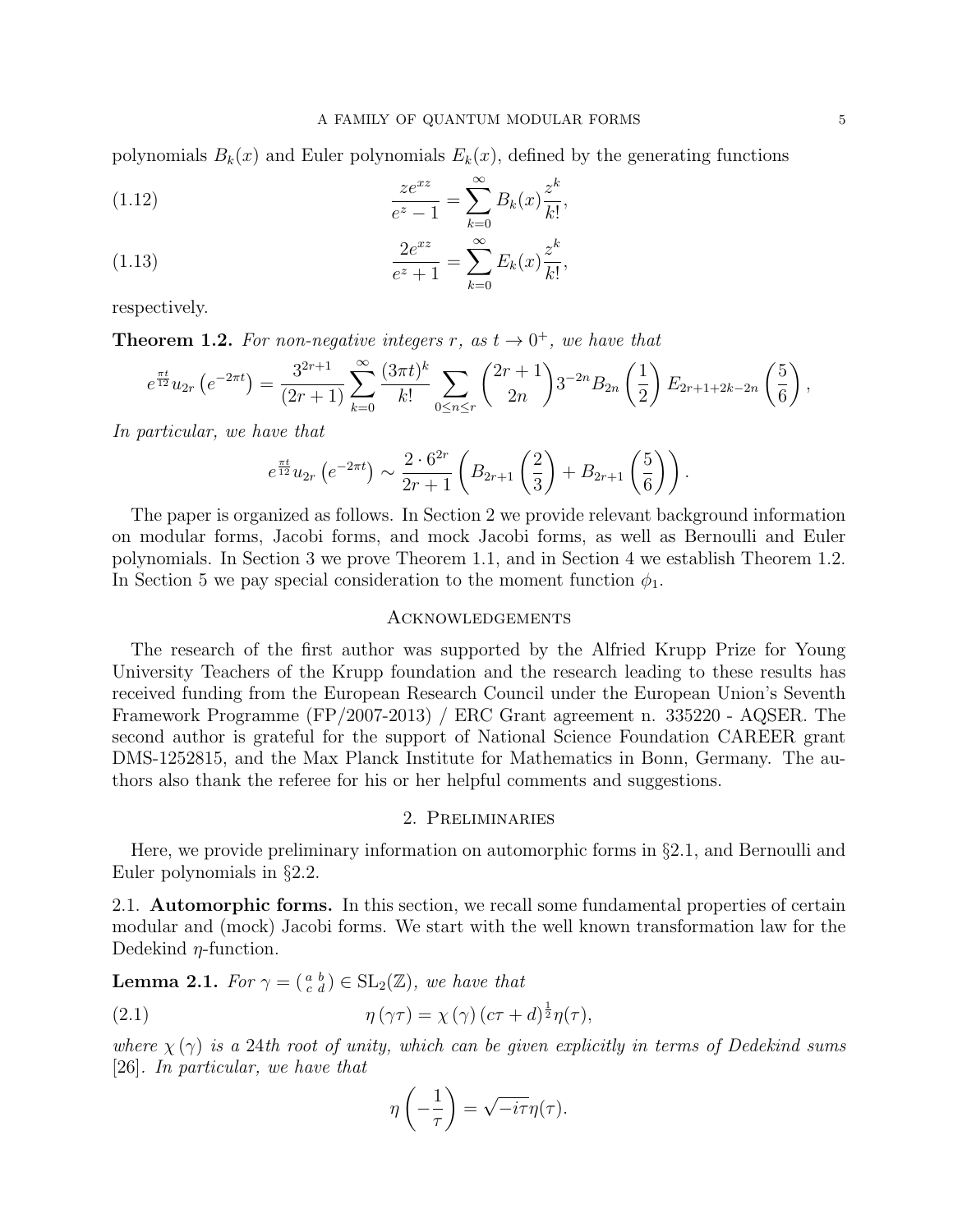polynomials $B_k(x)$ and Euler polynomials $E_k(x)$, defined by the generating functions

$$\frac{ze^{xz}}{e^z-1} = \sum_{k=0}^{\infty} B_k(x)\frac{z^k}{k!}, \tag{1.12}$$

$$\frac{2e^{xz}}{e^z+1} = \sum_{k=0}^{\infty} E_k(x)\frac{z^k}{k!}, \tag{1.13}$$

respectively.

**Theorem 1.2.** *For non-negative integers $r$, as $t \to 0^+$, we have that*

$$e^{\frac{\pi t}{12}} u_{2r}\left(e^{-2\pi t}\right) = \frac{3^{2r+1}}{(2r+1)} \sum_{k=0}^{\infty} \frac{(3\pi t)^k}{k!} \sum_{0\leq n\leq r} \binom{2r+1}{2n} 3^{-2n} B_{2n}\left(\frac{1}{2}\right) E_{2r+1+2k-2n}\left(\frac{5}{6}\right),$$

*In particular, we have that*

$$e^{\frac{\pi t}{12}} u_{2r}\left(e^{-2\pi t}\right) \sim \frac{2\cdot 6^{2r}}{2r+1}\left(B_{2r+1}\left(\frac{2}{3}\right) + B_{2r+1}\left(\frac{5}{6}\right)\right).$$

The paper is organized as follows. In Section 2 we provide relevant background information on modular forms, Jacobi forms, and mock Jacobi forms, as well as Bernoulli and Euler polynomials. In Section 3 we prove Theorem 1.1, and in Section 4 we establish Theorem 1.2. In Section 5 we pay special consideration to the moment function $\phi_1$.

## Acknowledgements

The research of the first author was supported by the Alfried Krupp Prize for Young University Teachers of the Krupp foundation and the research leading to these results has received funding from the European Research Council under the European Union's Seventh Framework Programme (FP/2007-2013) / ERC Grant agreement n. 335220 - AQSER. The second author is grateful for the support of National Science Foundation CAREER grant DMS-1252815, and the Max Planck Institute for Mathematics in Bonn, Germany. The authors also thank the referee for his or her helpful comments and suggestions.

## 2. Preliminaries

Here, we provide preliminary information on automorphic forms in §2.1, and Bernoulli and Euler polynomials in §2.2.

### 2.1. Automorphic forms.

In this section, we recall some fundamental properties of certain modular and (mock) Jacobi forms. We start with the well known transformation law for the Dedekind $\eta$-function.

**Lemma 2.1.** *For $\gamma = \left(\begin{smallmatrix} a & b \\ c & d \end{smallmatrix}\right) \in \mathrm{SL}_2(\mathbb{Z})$, we have that*

$$\eta\left(\gamma\tau\right) = \chi\left(\gamma\right)\left(c\tau+d\right)^{\frac{1}{2}}\eta(\tau), \tag{2.1}$$

*where $\chi(\gamma)$ is a 24th root of unity, which can be given explicitly in terms of Dedekind sums [26]. In particular, we have that*

$$\eta\left(-\frac{1}{\tau}\right) = \sqrt{-i\tau}\,\eta(\tau).$$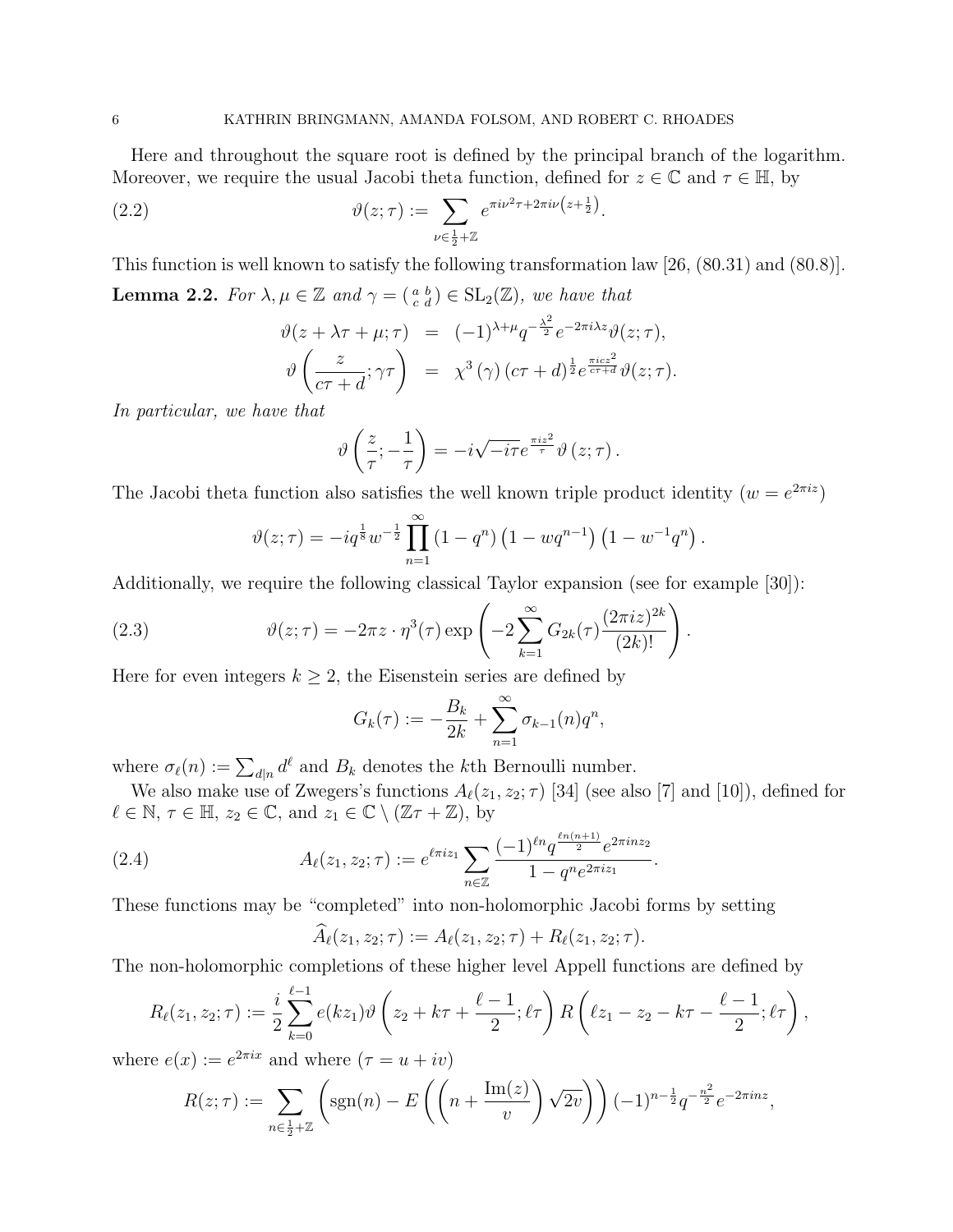Here and throughout the square root is defined by the principal branch of the logarithm. Moreover, we require the usual Jacobi theta function, defined for $z \in \mathbb{C}$ and $\tau \in \mathbb{H}$, by

$$\vartheta(z;\tau) := \sum_{\nu \in \frac{1}{2}+\mathbb{Z}} e^{\pi i \nu^2 \tau + 2\pi i \nu \left(z+\frac{1}{2}\right)}. \tag{2.2}$$

This function is well known to satisfy the following transformation law [26, (80.31) and (80.8)].

**Lemma 2.2.** *For $\lambda, \mu \in \mathbb{Z}$ and $\gamma = \left(\begin{smallmatrix} a & b \\ c & d \end{smallmatrix}\right) \in \mathrm{SL}_2(\mathbb{Z})$, we have that*

$$\begin{aligned}
\vartheta(z + \lambda\tau + \mu; \tau) &= (-1)^{\lambda+\mu} q^{-\frac{\lambda^2}{2}} e^{-2\pi i \lambda z} \vartheta(z;\tau), \\
\vartheta\left(\frac{z}{c\tau+d}; \gamma\tau\right) &= \chi^3(\gamma)(c\tau+d)^{\frac{1}{2}} e^{\frac{\pi i c z^2}{c\tau+d}} \vartheta(z;\tau).
\end{aligned}$$

*In particular, we have that*

$$\vartheta\left(\frac{z}{\tau}; -\frac{1}{\tau}\right) = -i\sqrt{-i\tau}\, e^{\frac{\pi i z^2}{\tau}} \vartheta(z;\tau).$$

The Jacobi theta function also satisfies the well known triple product identity ($w = e^{2\pi i z}$)

$$\vartheta(z;\tau) = -i q^{\frac{1}{8}} w^{-\frac{1}{2}} \prod_{n=1}^{\infty} (1-q^n)\left(1 - wq^{n-1}\right)\left(1 - w^{-1}q^n\right).$$

Additionally, we require the following classical Taylor expansion (see for example [30]):

$$\vartheta(z;\tau) = -2\pi z \cdot \eta^3(\tau) \exp\left(-2\sum_{k=1}^{\infty} G_{2k}(\tau) \frac{(2\pi i z)^{2k}}{(2k)!}\right). \tag{2.3}$$

Here for even integers $k \geq 2$, the Eisenstein series are defined by

$$G_k(\tau) := -\frac{B_k}{2k} + \sum_{n=1}^{\infty} \sigma_{k-1}(n) q^n,$$

where $\sigma_\ell(n) := \sum_{d|n} d^\ell$ and $B_k$ denotes the $k$th Bernoulli number.

We also make use of Zwegers's functions $A_\ell(z_1, z_2; \tau)$ [34] (see also [7] and [10]), defined for $\ell \in \mathbb{N}$, $\tau \in \mathbb{H}$, $z_2 \in \mathbb{C}$, and $z_1 \in \mathbb{C} \setminus (\mathbb{Z}\tau + \mathbb{Z})$, by

$$A_\ell(z_1, z_2; \tau) := e^{\ell \pi i z_1} \sum_{n \in \mathbb{Z}} \frac{(-1)^{\ell n} q^{\frac{\ell n(n+1)}{2}} e^{2\pi i n z_2}}{1 - q^n e^{2\pi i z_1}}. \tag{2.4}$$

These functions may be "completed" into non-holomorphic Jacobi forms by setting

$$\widehat{A}_\ell(z_1, z_2; \tau) := A_\ell(z_1, z_2; \tau) + R_\ell(z_1, z_2; \tau).$$

The non-holomorphic completions of these higher level Appell functions are defined by

$$R_\ell(z_1, z_2; \tau) := \frac{i}{2} \sum_{k=0}^{\ell-1} e(kz_1) \vartheta\left(z_2 + k\tau + \frac{\ell-1}{2}; \ell\tau\right) R\left(\ell z_1 - z_2 - k\tau - \frac{\ell-1}{2}; \ell\tau\right),$$

where $e(x) := e^{2\pi i x}$ and where ($\tau = u + iv$)

$$R(z;\tau) := \sum_{n \in \frac{1}{2}+\mathbb{Z}} \left(\mathrm{sgn}(n) - E\left(\left(n + \frac{\mathrm{Im}(z)}{v}\right)\sqrt{2v}\right)\right)(-1)^{n-\frac{1}{2}} q^{-\frac{n^2}{2}} e^{-2\pi i n z},$$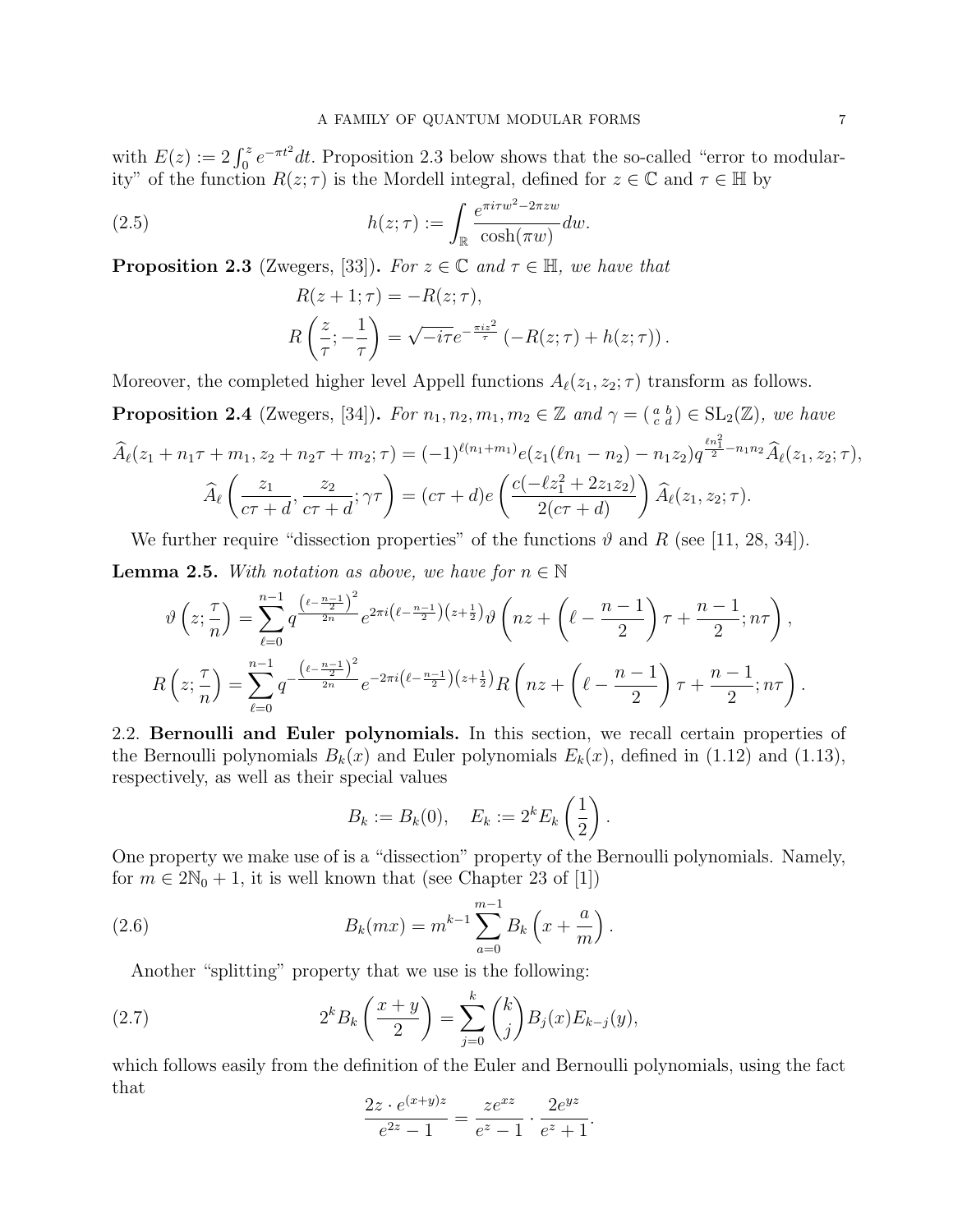with $E(z) := 2\int_0^z e^{-\pi t^2}dt$. Proposition 2.3 below shows that the so-called "error to modularity" of the function $R(z;\tau)$ is the Mordell integral, defined for $z \in \mathbb{C}$ and $\tau \in \mathbb{H}$ by

$$h(z;\tau) := \int_{\mathbb{R}} \frac{e^{\pi i \tau w^2 - 2\pi z w}}{\cosh(\pi w)} dw. \tag{2.5}$$

**Proposition 2.3** (Zwegers, [33])**.** *For $z \in \mathbb{C}$ and $\tau \in \mathbb{H}$, we have that*

$$R(z+1;\tau) = -R(z;\tau),$$
$$R\left(\frac{z}{\tau}; -\frac{1}{\tau}\right) = \sqrt{-i\tau}\, e^{-\frac{\pi i z^2}{\tau}} \left(-R(z;\tau) + h(z;\tau)\right).$$

Moreover, the completed higher level Appell functions $A_\ell(z_1, z_2; \tau)$ transform as follows.

**Proposition 2.4** (Zwegers, [34])**.** *For $n_1, n_2, m_1, m_2 \in \mathbb{Z}$ and $\gamma = \left(\begin{smallmatrix} a & b \\ c & d \end{smallmatrix}\right) \in \mathrm{SL}_2(\mathbb{Z})$, we have*

$$\widehat{A}_\ell(z_1 + n_1\tau + m_1, z_2 + n_2\tau + m_2; \tau) = (-1)^{\ell(n_1+m_1)} e(z_1(\ell n_1 - n_2) - n_1 z_2) q^{\frac{\ell n_1^2}{2} - n_1 n_2} \widehat{A}_\ell(z_1, z_2; \tau),$$
$$\widehat{A}_\ell\left(\frac{z_1}{c\tau+d}, \frac{z_2}{c\tau+d}; \gamma\tau\right) = (c\tau+d)\, e\left(\frac{c(-\ell z_1^2 + 2z_1 z_2)}{2(c\tau+d)}\right) \widehat{A}_\ell(z_1, z_2; \tau).$$

We further require "dissection properties" of the functions $\vartheta$ and $R$ (see [11, 28, 34]).

**Lemma 2.5.** *With notation as above, we have for $n \in \mathbb{N}$*

$$\vartheta\left(z; \frac{\tau}{n}\right) = \sum_{\ell=0}^{n-1} q^{\frac{\left(\ell - \frac{n-1}{2}\right)^2}{2n}} e^{2\pi i \left(\ell - \frac{n-1}{2}\right)\left(z + \frac{1}{2}\right)} \vartheta\left(nz + \left(\ell - \frac{n-1}{2}\right)\tau + \frac{n-1}{2}; n\tau\right),$$
$$R\left(z; \frac{\tau}{n}\right) = \sum_{\ell=0}^{n-1} q^{-\frac{\left(\ell - \frac{n-1}{2}\right)^2}{2n}} e^{-2\pi i \left(\ell - \frac{n-1}{2}\right)\left(z + \frac{1}{2}\right)} R\left(nz + \left(\ell - \frac{n-1}{2}\right)\tau + \frac{n-1}{2}; n\tau\right).$$

## 2.2. Bernoulli and Euler polynomials.

In this section, we recall certain properties of the Bernoulli polynomials $B_k(x)$ and Euler polynomials $E_k(x)$, defined in (1.12) and (1.13), respectively, as well as their special values

$$B_k := B_k(0), \quad E_k := 2^k E_k\left(\frac{1}{2}\right).$$

One property we make use of is a "dissection" property of the Bernoulli polynomials. Namely, for $m \in 2\mathbb{N}_0 + 1$, it is well known that (see Chapter 23 of [1])

$$B_k(mx) = m^{k-1} \sum_{a=0}^{m-1} B_k\left(x + \frac{a}{m}\right). \tag{2.6}$$

Another "splitting" property that we use is the following:

$$2^k B_k\left(\frac{x+y}{2}\right) = \sum_{j=0}^{k} \binom{k}{j} B_j(x) E_{k-j}(y), \tag{2.7}$$

which follows easily from the definition of the Euler and Bernoulli polynomials, using the fact that

$$\frac{2z \cdot e^{(x+y)z}}{e^{2z} - 1} = \frac{z e^{xz}}{e^z - 1} \cdot \frac{2e^{yz}}{e^z + 1}.$$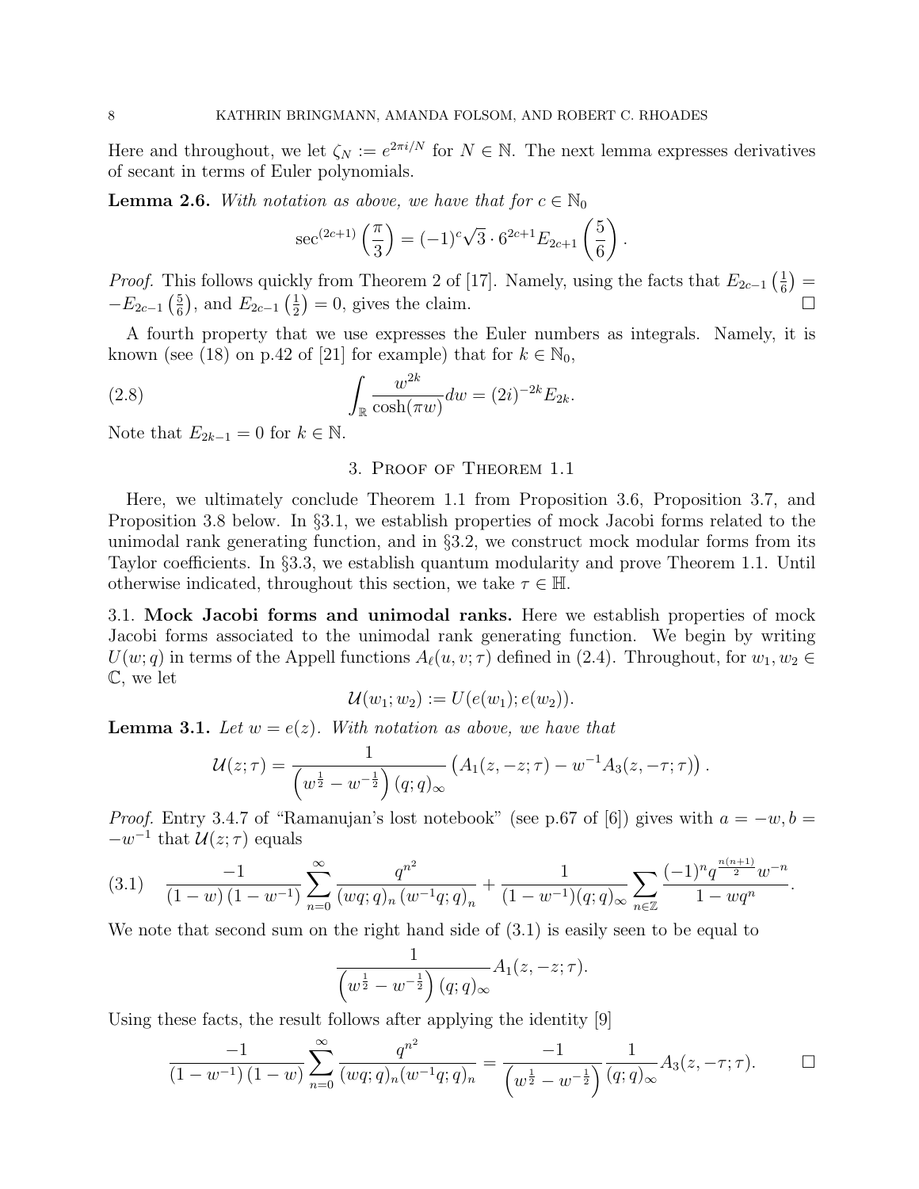Here and throughout, we let $\zeta_N := e^{2\pi i/N}$ for $N \in \mathbb{N}$. The next lemma expresses derivatives of secant in terms of Euler polynomials.

**Lemma 2.6.** *With notation as above, we have that for $c \in \mathbb{N}_0$*

$$\sec^{(2c+1)}\left(\frac{\pi}{3}\right) = (-1)^c\sqrt{3} \cdot 6^{2c+1} E_{2c+1}\left(\frac{5}{6}\right).$$

*Proof.* This follows quickly from Theorem 2 of [17]. Namely, using the facts that $E_{2c-1}\left(\frac{1}{6}\right) = -E_{2c-1}\left(\frac{5}{6}\right)$, and $E_{2c-1}\left(\frac{1}{2}\right) = 0$, gives the claim. $\square$

A fourth property that we use expresses the Euler numbers as integrals. Namely, it is known (see (18) on p.42 of [21] for example) that for $k \in \mathbb{N}_0$,

$$\int_{\mathbb{R}} \frac{w^{2k}}{\cosh(\pi w)} dw = (2i)^{-2k} E_{2k}. \tag{2.8}$$

Note that $E_{2k-1} = 0$ for $k \in \mathbb{N}$.

## 3. Proof of Theorem 1.1

Here, we ultimately conclude Theorem 1.1 from Proposition 3.6, Proposition 3.7, and Proposition 3.8 below. In §3.1, we establish properties of mock Jacobi forms related to the unimodal rank generating function, and in §3.2, we construct mock modular forms from its Taylor coefficients. In §3.3, we establish quantum modularity and prove Theorem 1.1. Until otherwise indicated, throughout this section, we take $\tau \in \mathbb{H}$.

### 3.1. Mock Jacobi forms and unimodal ranks.

Here we establish properties of mock Jacobi forms associated to the unimodal rank generating function. We begin by writing $U(w;q)$ in terms of the Appell functions $A_\ell(u,v;\tau)$ defined in (2.4). Throughout, for $w_1, w_2 \in \mathbb{C}$, we let

$$\mathcal{U}(w_1; w_2) := U(e(w_1); e(w_2)).$$

**Lemma 3.1.** *Let $w = e(z)$. With notation as above, we have that*

$$\mathcal{U}(z;\tau) = \frac{1}{\left(w^{\frac{1}{2}} - w^{-\frac{1}{2}}\right)(q;q)_\infty}\left(A_1(z,-z;\tau) - w^{-1}A_3(z,-\tau;\tau)\right).$$

*Proof.* Entry 3.4.7 of "Ramanujan's lost notebook" (see p.67 of [6]) gives with $a = -w, b = -w^{-1}$ that $\mathcal{U}(z;\tau)$ equals

$$\frac{-1}{(1-w)(1-w^{-1})} \sum_{n=0}^{\infty} \frac{q^{n^2}}{(wq;q)_n (w^{-1}q;q)_n} + \frac{1}{(1-w^{-1})(q;q)_\infty} \sum_{n\in\mathbb{Z}} \frac{(-1)^n q^{\frac{n(n+1)}{2}} w^{-n}}{1-wq^n}. \tag{3.1}$$

We note that second sum on the right hand side of (3.1) is easily seen to be equal to

$$\frac{1}{\left(w^{\frac{1}{2}} - w^{-\frac{1}{2}}\right)(q;q)_\infty} A_1(z,-z;\tau).$$

Using these facts, the result follows after applying the identity [9]

$$\frac{-1}{(1-w^{-1})(1-w)} \sum_{n=0}^{\infty} \frac{q^{n^2}}{(wq;q)_n(w^{-1}q;q)_n} = \frac{-1}{\left(w^{\frac{1}{2}} - w^{-\frac{1}{2}}\right)} \frac{1}{(q;q)_\infty} A_3(z,-\tau;\tau). \qquad \square$$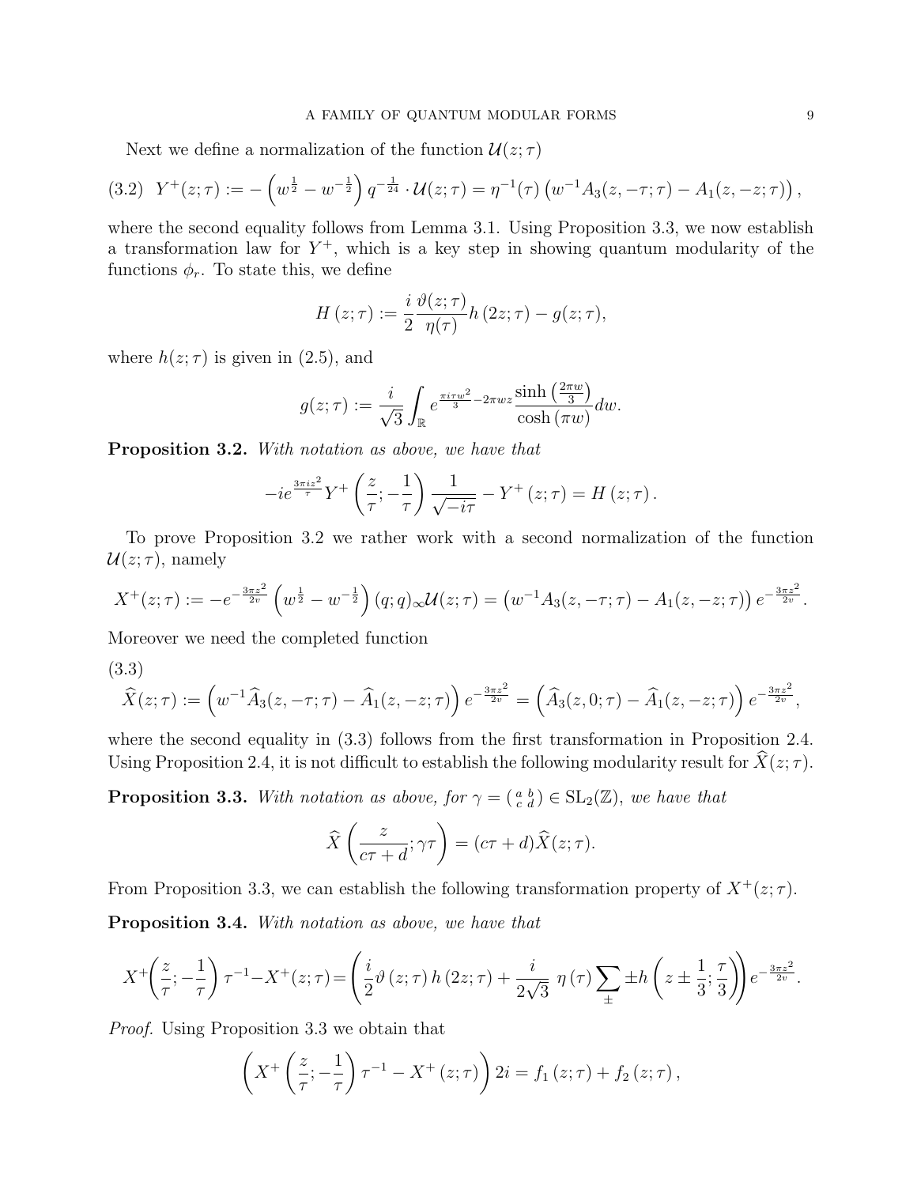Next we define a normalization of the function $\mathcal{U}(z;\tau)$

$$Y^+(z;\tau) := -\left(w^{\frac{1}{2}} - w^{-\frac{1}{2}}\right) q^{-\frac{1}{24}} \cdot \mathcal{U}(z;\tau) = \eta^{-1}(\tau)\left(w^{-1}A_3(z,-\tau;\tau) - A_1(z,-z;\tau)\right), \tag{3.2}$$

where the second equality follows from Lemma 3.1. Using Proposition 3.3, we now establish a transformation law for $Y^+$, which is a key step in showing quantum modularity of the functions $\phi_r$. To state this, we define

$$H(z;\tau) := \frac{i}{2}\frac{\vartheta(z;\tau)}{\eta(\tau)} h(2z;\tau) - g(z;\tau),$$

where $h(z;\tau)$ is given in (2.5), and

$$g(z;\tau) := \frac{i}{\sqrt{3}} \int_{\mathbb{R}} e^{\frac{\pi i \tau w^2}{3} - 2\pi w z} \frac{\sinh\left(\frac{2\pi w}{3}\right)}{\cosh(\pi w)} dw.$$

**Proposition 3.2.** *With notation as above, we have that*

$$-ie^{\frac{3\pi i z^2}{\tau}} Y^+\left(\frac{z}{\tau};-\frac{1}{\tau}\right)\frac{1}{\sqrt{-i\tau}} - Y^+(z;\tau) = H(z;\tau).$$

To prove Proposition 3.2 we rather work with a second normalization of the function $\mathcal{U}(z;\tau)$, namely

$$X^+(z;\tau) := -e^{-\frac{3\pi z^2}{2v}}\left(w^{\frac{1}{2}} - w^{-\frac{1}{2}}\right)(q;q)_\infty \mathcal{U}(z;\tau) = \left(w^{-1}A_3(z,-\tau;\tau) - A_1(z,-z;\tau)\right)e^{-\frac{3\pi z^2}{2v}}.$$

Moreover we need the completed function

$$\widehat{X}(z;\tau) := \left(w^{-1}\widehat{A}_3(z,-\tau;\tau) - \widehat{A}_1(z,-z;\tau)\right)e^{-\frac{3\pi z^2}{2v}} = \left(\widehat{A}_3(z,0;\tau) - \widehat{A}_1(z,-z;\tau)\right)e^{-\frac{3\pi z^2}{2v}}, \tag{3.3}$$

where the second equality in (3.3) follows from the first transformation in Proposition 2.4. Using Proposition 2.4, it is not difficult to establish the following modularity result for $\widehat{X}(z;\tau)$.

**Proposition 3.3.** *With notation as above, for $\gamma = \left(\begin{smallmatrix} a & b \\ c & d \end{smallmatrix}\right) \in \mathrm{SL}_2(\mathbb{Z})$, we have that*

$$\widehat{X}\left(\frac{z}{c\tau+d};\gamma\tau\right) = (c\tau+d)\widehat{X}(z;\tau).$$

From Proposition 3.3, we can establish the following transformation property of $X^+(z;\tau)$.

**Proposition 3.4.** *With notation as above, we have that*

$$X^+\left(\frac{z}{\tau};-\frac{1}{\tau}\right)\tau^{-1} - X^+(z;\tau) = \left(\frac{i}{2}\vartheta(z;\tau)\,h(2z;\tau) + \frac{i}{2\sqrt{3}}\,\eta(\tau)\sum_{\pm} \pm h\left(z \pm \frac{1}{3};\frac{\tau}{3}\right)\right)e^{-\frac{3\pi z^2}{2v}}.$$

*Proof.* Using Proposition 3.3 we obtain that

$$\left(X^+\left(\frac{z}{\tau};-\frac{1}{\tau}\right)\tau^{-1} - X^+(z;\tau)\right)2i = f_1(z;\tau) + f_2(z;\tau),$$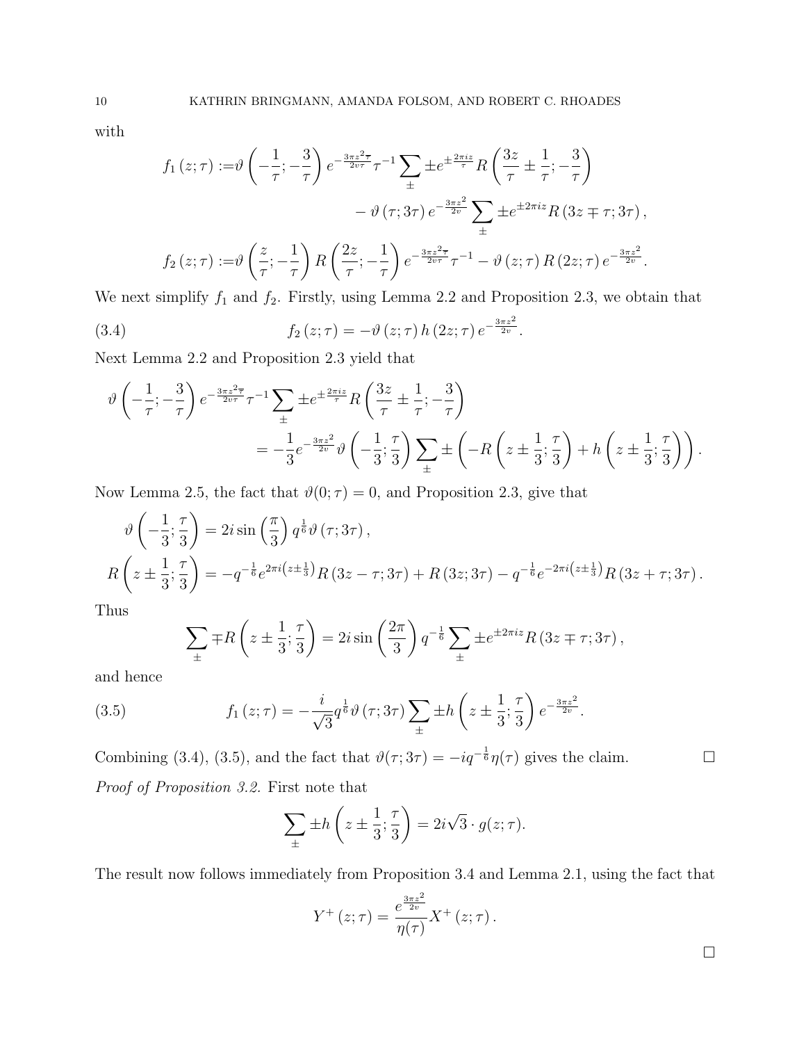with

$$
\begin{aligned}
f_1(z;\tau) :=&\vartheta\left(-\frac{1}{\tau};-\frac{3}{\tau}\right)e^{-\frac{3\pi z^2\overline{\tau}}{2v\tau}}\tau^{-1}\sum_{\pm}\pm e^{\pm\frac{2\pi i z}{\tau}}R\left(\frac{3z}{\tau}\pm\frac{1}{\tau};-\frac{3}{\tau}\right)\\
&\qquad -\vartheta(\tau;3\tau)\,e^{-\frac{3\pi z^2}{2v}}\sum_{\pm}\pm e^{\pm 2\pi i z}R(3z\mp\tau;3\tau),\\
f_2(z;\tau) :=&\vartheta\left(\frac{z}{\tau};-\frac{1}{\tau}\right)R\left(\frac{2z}{\tau};-\frac{1}{\tau}\right)e^{-\frac{3\pi z^2\overline{\tau}}{2v\tau}}\tau^{-1}-\vartheta(z;\tau)\,R(2z;\tau)\,e^{-\frac{3\pi z^2}{2v}}.
\end{aligned}
$$

We next simplify $f_1$ and $f_2$. Firstly, using Lemma 2.2 and Proposition 2.3, we obtain that

$$
f_2(z;\tau) = -\vartheta(z;\tau)\,h(2z;\tau)\,e^{-\frac{3\pi z^2}{2v}}. \tag{3.4}
$$

Next Lemma 2.2 and Proposition 2.3 yield that

$$
\begin{aligned}
\vartheta\left(-\frac{1}{\tau};-\frac{3}{\tau}\right)&e^{-\frac{3\pi z^2\overline{\tau}}{2v\tau}}\tau^{-1}\sum_{\pm}\pm e^{\pm\frac{2\pi i z}{\tau}}R\left(\frac{3z}{\tau}\pm\frac{1}{\tau};-\frac{3}{\tau}\right)\\
&= -\frac{1}{3}e^{-\frac{3\pi z^2}{2v}}\vartheta\left(-\frac{1}{3};\frac{\tau}{3}\right)\sum_{\pm}\pm\left(-R\left(z\pm\frac{1}{3};\frac{\tau}{3}\right)+h\left(z\pm\frac{1}{3};\frac{\tau}{3}\right)\right).
\end{aligned}
$$

Now Lemma 2.5, the fact that $\vartheta(0;\tau)=0$, and Proposition 2.3, give that

$$
\begin{aligned}
\vartheta\left(-\frac{1}{3};\frac{\tau}{3}\right) &= 2i\sin\left(\frac{\pi}{3}\right)q^{\frac{1}{6}}\vartheta(\tau;3\tau),\\
R\left(z\pm\frac{1}{3};\frac{\tau}{3}\right) &= -q^{-\frac{1}{6}}e^{2\pi i\left(z\pm\frac{1}{3}\right)}R(3z-\tau;3\tau)+R(3z;3\tau)-q^{-\frac{1}{6}}e^{-2\pi i\left(z\pm\frac{1}{3}\right)}R(3z+\tau;3\tau).
\end{aligned}
$$

Thus

$$
\sum_{\pm}\mp R\left(z\pm\frac{1}{3};\frac{\tau}{3}\right) = 2i\sin\left(\frac{2\pi}{3}\right)q^{-\frac{1}{6}}\sum_{\pm}\pm e^{\pm 2\pi i z}R(3z\mp\tau;3\tau),
$$

and hence

$$
f_1(z;\tau) = -\frac{i}{\sqrt{3}}q^{\frac{1}{6}}\vartheta(\tau;3\tau)\sum_{\pm}\pm h\left(z\pm\frac{1}{3};\frac{\tau}{3}\right)e^{-\frac{3\pi z^2}{2v}}. \tag{3.5}
$$

Combining (3.4), (3.5), and the fact that $\vartheta(\tau;3\tau)=-iq^{-\frac{1}{6}}\eta(\tau)$ gives the claim. $\square$

*Proof of Proposition 3.2.* First note that

$$
\sum_{\pm}\pm h\left(z\pm\frac{1}{3};\frac{\tau}{3}\right) = 2i\sqrt{3}\cdot g(z;\tau).
$$

The result now follows immediately from Proposition 3.4 and Lemma 2.1, using the fact that

$$
Y^+(z;\tau) = \frac{e^{\frac{3\pi z^2}{2v}}}{\eta(\tau)}X^+(z;\tau).
$$

$\square$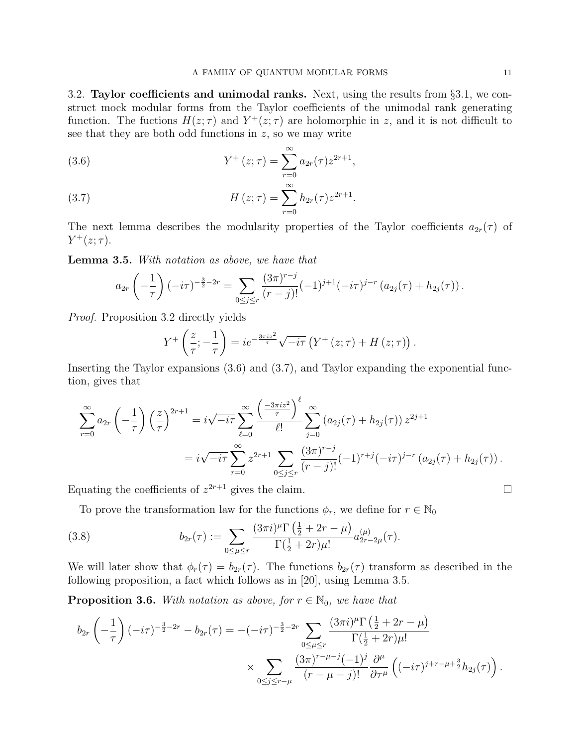3.2. **Taylor coefficients and unimodal ranks.** Next, using the results from §3.1, we construct mock modular forms from the Taylor coefficients of the unimodal rank generating function. The fuctions $H(z;\tau)$ and $Y^+(z;\tau)$ are holomorphic in $z$, and it is not difficult to see that they are both odd functions in $z$, so we may write

$$Y^+(z;\tau) = \sum_{r=0}^{\infty} a_{2r}(\tau) z^{2r+1}, \tag{3.6}$$

$$H(z;\tau) = \sum_{r=0}^{\infty} h_{2r}(\tau) z^{2r+1}. \tag{3.7}$$

The next lemma describes the modularity properties of the Taylor coefficients $a_{2r}(\tau)$ of $Y^+(z;\tau)$.

**Lemma 3.5.** *With notation as above, we have that*

$$a_{2r}\left(-\frac{1}{\tau}\right)(-i\tau)^{-\frac{3}{2}-2r} = \sum_{0\leq j\leq r} \frac{(3\pi)^{r-j}}{(r-j)!}(-1)^{j+1}(-i\tau)^{j-r}\left(a_{2j}(\tau)+h_{2j}(\tau)\right).$$

*Proof.* Proposition 3.2 directly yields

$$Y^+\left(\frac{z}{\tau};-\frac{1}{\tau}\right) = ie^{-\frac{3\pi i z^2}{\tau}}\sqrt{-i\tau}\left(Y^+(z;\tau)+H(z;\tau)\right).$$

Inserting the Taylor expansions (3.6) and (3.7), and Taylor expanding the exponential function, gives that

$$\begin{aligned}
\sum_{r=0}^{\infty} a_{2r}\left(-\frac{1}{\tau}\right)\left(\frac{z}{\tau}\right)^{2r+1} &= i\sqrt{-i\tau}\sum_{\ell=0}^{\infty}\frac{\left(\frac{-3\pi i z^2}{\tau}\right)^{\ell}}{\ell!}\sum_{j=0}^{\infty}\left(a_{2j}(\tau)+h_{2j}(\tau)\right)z^{2j+1}\\
&= i\sqrt{-i\tau}\sum_{r=0}^{\infty} z^{2r+1}\sum_{0\leq j\leq r}\frac{(3\pi)^{r-j}}{(r-j)!}(-1)^{r+j}(-i\tau)^{j-r}\left(a_{2j}(\tau)+h_{2j}(\tau)\right).
\end{aligned}$$

Equating the coefficients of $z^{2r+1}$ gives the claim. $\square$

To prove the transformation law for the functions $\phi_r$, we define for $r\in\mathbb{N}_0$

$$b_{2r}(\tau) := \sum_{0\leq\mu\leq r}\frac{(3\pi i)^{\mu}\Gamma\left(\frac{1}{2}+2r-\mu\right)}{\Gamma(\frac{1}{2}+2r)\mu!}a_{2r-2\mu}^{(\mu)}(\tau). \tag{3.8}$$

We will later show that $\phi_r(\tau) = b_{2r}(\tau)$. The functions $b_{2r}(\tau)$ transform as described in the following proposition, a fact which follows as in [20], using Lemma 3.5.

**Proposition 3.6.** *With notation as above, for $r\in\mathbb{N}_0$, we have that*

$$\begin{aligned}
b_{2r}\left(-\frac{1}{\tau}\right)(-i\tau)^{-\frac{3}{2}-2r} - b_{2r}(\tau) = -(-i\tau)^{-\frac{3}{2}-2r}&\sum_{0\leq\mu\leq r}\frac{(3\pi i)^{\mu}\Gamma\left(\frac{1}{2}+2r-\mu\right)}{\Gamma(\frac{1}{2}+2r)\mu!}\\
&\times\sum_{0\leq j\leq r-\mu}\frac{(3\pi)^{r-\mu-j}(-1)^j}{(r-\mu-j)!}\frac{\partial^{\mu}}{\partial\tau^{\mu}}\left((-i\tau)^{j+r-\mu+\frac{3}{2}}h_{2j}(\tau)\right).
\end{aligned}$$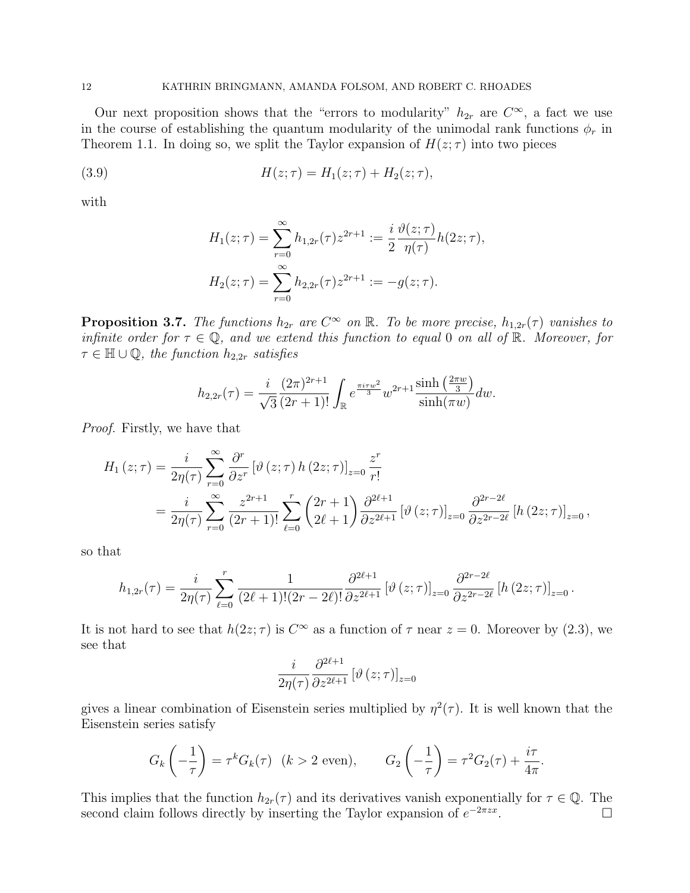Our next proposition shows that the "errors to modularity" $h_{2r}$ are $C^\infty$, a fact we use in the course of establishing the quantum modularity of the unimodal rank functions $\phi_r$ in Theorem 1.1. In doing so, we split the Taylor expansion of $H(z;\tau)$ into two pieces

$$H(z;\tau) = H_1(z;\tau) + H_2(z;\tau), \tag{3.9}$$

with

$$H_1(z;\tau) = \sum_{r=0}^{\infty} h_{1,2r}(\tau) z^{2r+1} := \frac{i}{2}\frac{\vartheta(z;\tau)}{\eta(\tau)} h(2z;\tau),$$

$$H_2(z;\tau) = \sum_{r=0}^{\infty} h_{2,2r}(\tau) z^{2r+1} := -g(z;\tau).$$

**Proposition 3.7.** *The functions $h_{2r}$ are $C^\infty$ on $\mathbb{R}$. To be more precise, $h_{1,2r}(\tau)$ vanishes to infinite order for $\tau \in \mathbb{Q}$, and we extend this function to equal $0$ on all of $\mathbb{R}$. Moreover, for $\tau \in \mathbb{H} \cup \mathbb{Q}$, the function $h_{2,2r}$ satisfies*

$$h_{2,2r}(\tau) = \frac{i}{\sqrt{3}} \frac{(2\pi)^{2r+1}}{(2r+1)!} \int_{\mathbb{R}} e^{\frac{\pi i \tau w^2}{3}} w^{2r+1} \frac{\sinh\left(\frac{2\pi w}{3}\right)}{\sinh(\pi w)} dw.$$

*Proof.* Firstly, we have that

$$\begin{aligned} H_1(z;\tau) &= \frac{i}{2\eta(\tau)} \sum_{r=0}^{\infty} \frac{\partial^r}{\partial z^r} \left[\vartheta(z;\tau)\, h(2z;\tau)\right]_{z=0} \frac{z^r}{r!} \\ &= \frac{i}{2\eta(\tau)} \sum_{r=0}^{\infty} \frac{z^{2r+1}}{(2r+1)!} \sum_{\ell=0}^{r} \binom{2r+1}{2\ell+1} \frac{\partial^{2\ell+1}}{\partial z^{2\ell+1}} \left[\vartheta(z;\tau)\right]_{z=0} \frac{\partial^{2r-2\ell}}{\partial z^{2r-2\ell}} \left[h(2z;\tau)\right]_{z=0}, \end{aligned}$$

so that

$$h_{1,2r}(\tau) = \frac{i}{2\eta(\tau)} \sum_{\ell=0}^{r} \frac{1}{(2\ell+1)!(2r-2\ell)!} \frac{\partial^{2\ell+1}}{\partial z^{2\ell+1}} \left[\vartheta(z;\tau)\right]_{z=0} \frac{\partial^{2r-2\ell}}{\partial z^{2r-2\ell}} \left[h(2z;\tau)\right]_{z=0}.$$

It is not hard to see that $h(2z;\tau)$ is $C^\infty$ as a function of $\tau$ near $z=0$. Moreover by (2.3), we see that

$$\frac{i}{2\eta(\tau)} \frac{\partial^{2\ell+1}}{\partial z^{2\ell+1}} \left[\vartheta(z;\tau)\right]_{z=0}$$

gives a linear combination of Eisenstein series multiplied by $\eta^2(\tau)$. It is well known that the Eisenstein series satisfy

$$G_k\left(-\frac{1}{\tau}\right) = \tau^k G_k(\tau) \quad (k>2 \text{ even}), \qquad G_2\left(-\frac{1}{\tau}\right) = \tau^2 G_2(\tau) + \frac{i\tau}{4\pi}.$$

This implies that the function $h_{2r}(\tau)$ and its derivatives vanish exponentially for $\tau \in \mathbb{Q}$. The second claim follows directly by inserting the Taylor expansion of $e^{-2\pi z x}$. $\square$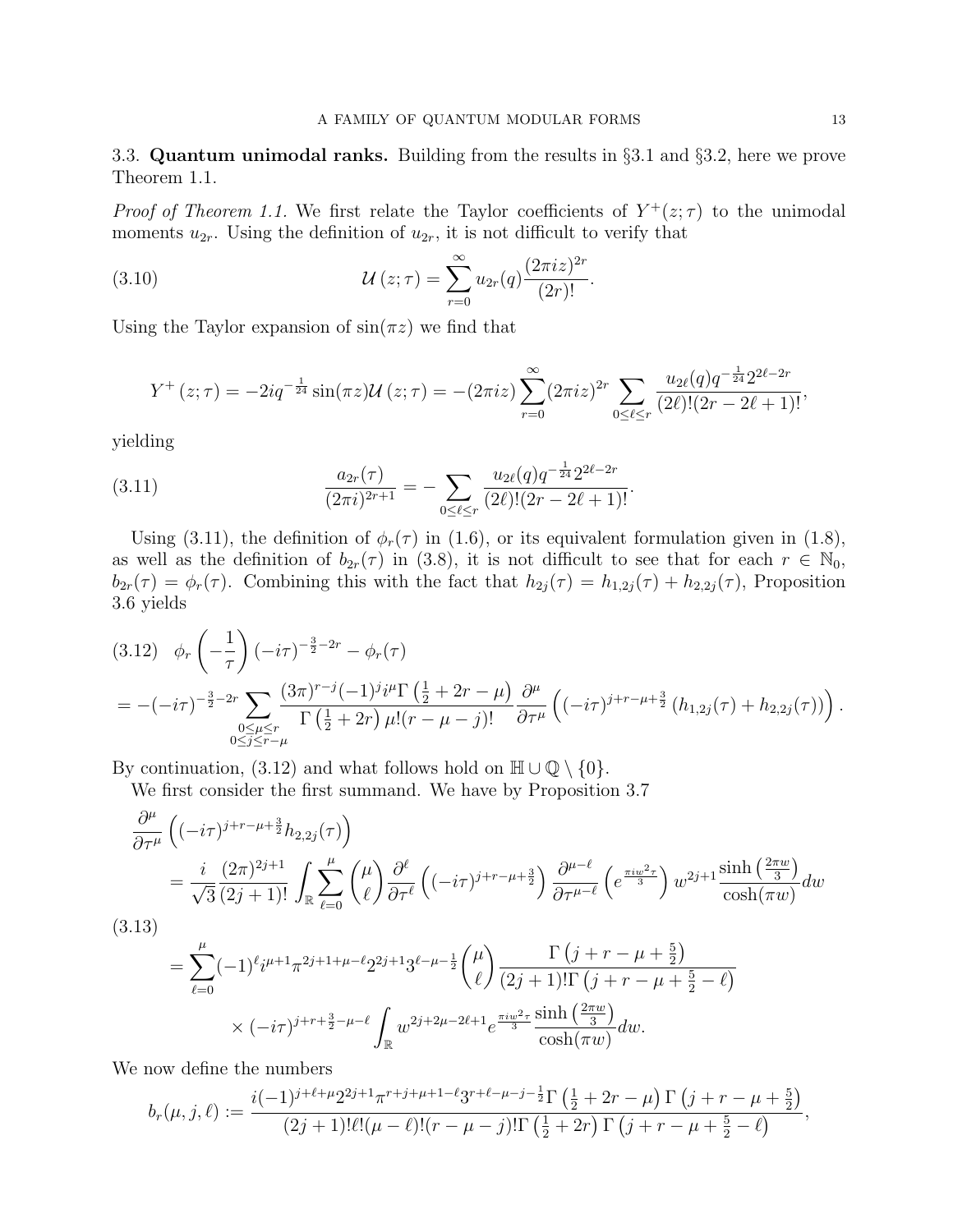3.3. **Quantum unimodal ranks.** Building from the results in §3.1 and §3.2, here we prove Theorem 1.1.

*Proof of Theorem 1.1.* We first relate the Taylor coefficients of $Y^+(z;\tau)$ to the unimodal moments $u_{2r}$. Using the definition of $u_{2r}$, it is not difficult to verify that

$$\mathcal{U}\left(z;\tau\right) = \sum_{r=0}^{\infty} u_{2r}(q) \frac{(2\pi i z)^{2r}}{(2r)!}. \tag{3.10}$$

Using the Taylor expansion of $\sin(\pi z)$ we find that

$$Y^+\left(z;\tau\right) = -2iq^{-\frac{1}{24}} \sin(\pi z) \mathcal{U}\left(z;\tau\right) = -(2\pi i z) \sum_{r=0}^{\infty} (2\pi i z)^{2r} \sum_{0\leq \ell \leq r} \frac{u_{2\ell}(q) q^{-\frac{1}{24}} 2^{2\ell-2r}}{(2\ell)!(2r-2\ell+1)!},$$

yielding

$$\frac{a_{2r}(\tau)}{(2\pi i)^{2r+1}} = -\sum_{0\leq \ell\leq r} \frac{u_{2\ell}(q) q^{-\frac{1}{24}} 2^{2\ell-2r}}{(2\ell)!(2r-2\ell+1)!}. \tag{3.11}$$

Using (3.11), the definition of $\phi_r(\tau)$ in (1.6), or its equivalent formulation given in (1.8), as well as the definition of $b_{2r}(\tau)$ in (3.8), it is not difficult to see that for each $r\in\mathbb{N}_0$, $b_{2r}(\tau) = \phi_r(\tau)$. Combining this with the fact that $h_{2j}(\tau) = h_{1,2j}(\tau) + h_{2,2j}(\tau)$, Proposition 3.6 yields

$$\begin{aligned}
&\phi_r\left(-\frac{1}{\tau}\right)(-i\tau)^{-\frac{3}{2}-2r} - \phi_r(\tau) \\
&= -(-i\tau)^{-\frac{3}{2}-2r} \sum_{\substack{0\leq \mu\leq r \\ 0\leq j\leq r-\mu}} \frac{(3\pi)^{r-j}(-1)^j i^{\mu}\Gamma\left(\frac{1}{2}+2r-\mu\right)}{\Gamma\left(\frac{1}{2}+2r\right)\mu!(r-\mu-j)!} \frac{\partial^{\mu}}{\partial\tau^{\mu}}\left((-i\tau)^{j+r-\mu+\frac{3}{2}}\left(h_{1,2j}(\tau)+h_{2,2j}(\tau)\right)\right).
\end{aligned} \tag{3.12}$$

By continuation, (3.12) and what follows hold on $\mathbb{H}\cup\mathbb{Q}\setminus\{0\}$.

We first consider the first summand. We have by Proposition 3.7

$$\begin{aligned}
&\frac{\partial^{\mu}}{\partial\tau^{\mu}}\left((-i\tau)^{j+r-\mu+\frac{3}{2}} h_{2,2j}(\tau)\right) \\
&\quad = \frac{i}{\sqrt{3}} \frac{(2\pi)^{2j+1}}{(2j+1)!} \int_{\mathbb{R}} \sum_{\ell=0}^{\mu} \binom{\mu}{\ell} \frac{\partial^{\ell}}{\partial\tau^{\ell}}\left((-i\tau)^{j+r-\mu+\frac{3}{2}}\right) \frac{\partial^{\mu-\ell}}{\partial\tau^{\mu-\ell}}\left(e^{\frac{\pi i w^2\tau}{3}}\right) w^{2j+1} \frac{\sinh\left(\frac{2\pi w}{3}\right)}{\cosh(\pi w)} dw \\
&\quad = \sum_{\ell=0}^{\mu} (-1)^{\ell} i^{\mu+1} \pi^{2j+1+\mu-\ell} 2^{2j+1} 3^{\ell-\mu-\frac{1}{2}} \binom{\mu}{\ell} \frac{\Gamma\left(j+r-\mu+\frac{5}{2}\right)}{(2j+1)!\Gamma\left(j+r-\mu+\frac{5}{2}-\ell\right)} \\
&\qquad\quad \times (-i\tau)^{j+r+\frac{3}{2}-\mu-\ell} \int_{\mathbb{R}} w^{2j+2\mu-2\ell+1} e^{\frac{\pi i w^2\tau}{3}} \frac{\sinh\left(\frac{2\pi w}{3}\right)}{\cosh(\pi w)} dw.
\end{aligned} \tag{3.13}$$

We now define the numbers

$$b_r(\mu,j,\ell) := \frac{i(-1)^{j+\ell+\mu} 2^{2j+1} \pi^{r+j+\mu+1-\ell} 3^{r+\ell-\mu-j-\frac{1}{2}} \Gamma\left(\frac{1}{2}+2r-\mu\right)\Gamma\left(j+r-\mu+\frac{5}{2}\right)}{(2j+1)!\ell!(\mu-\ell)!(r-\mu-j)!\Gamma\left(\frac{1}{2}+2r\right)\Gamma\left(j+r-\mu+\frac{5}{2}-\ell\right)},$$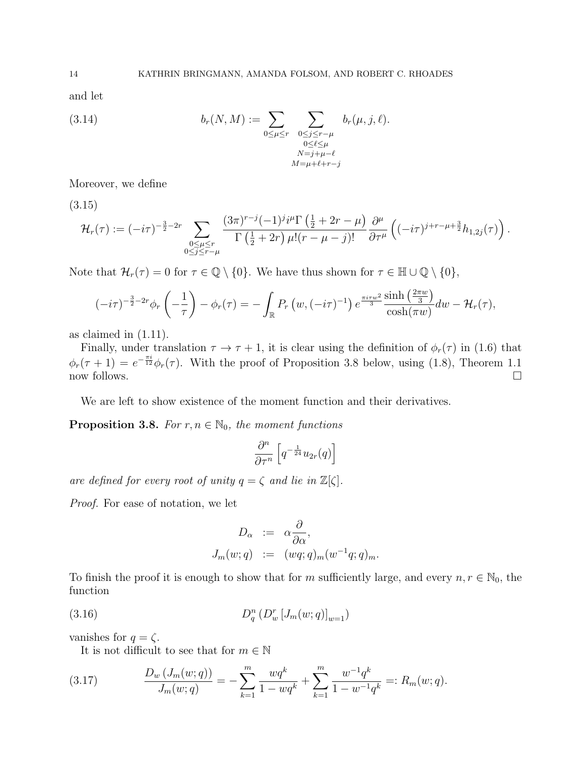and let

$$b_r(N,M) := \sum_{0\leq \mu\leq r} \sum_{\substack{0\leq j\leq r-\mu \\ 0\leq \ell\leq \mu \\ N=j+\mu-\ell \\ M=\mu+\ell+r-j}} b_r(\mu,j,\ell). \tag{3.14}$$

Moreover, we define

$$\mathcal{H}_r(\tau) := (-i\tau)^{-\frac{3}{2}-2r} \sum_{\substack{0\leq \mu\leq r \\ 0\leq j\leq r-\mu}} \frac{(3\pi)^{r-j}(-1)^j i^\mu \Gamma\left(\frac{1}{2}+2r-\mu\right)}{\Gamma\left(\frac{1}{2}+2r\right)\mu!(r-\mu-j)!} \frac{\partial^\mu}{\partial\tau^\mu}\left((-i\tau)^{j+r-\mu+\frac{3}{2}} h_{1,2j}(\tau)\right). \tag{3.15}$$

Note that $\mathcal{H}_r(\tau) = 0$ for $\tau \in \mathbb{Q}\setminus\{0\}$. We have thus shown for $\tau \in \mathbb{H}\cup\mathbb{Q}\setminus\{0\}$,

$$(-i\tau)^{-\frac{3}{2}-2r}\phi_r\left(-\frac{1}{\tau}\right) - \phi_r(\tau) = -\int_{\mathbb{R}} P_r\left(w,(-i\tau)^{-1}\right) e^{\frac{\pi i\tau w^2}{3}} \frac{\sinh\left(\frac{2\pi w}{3}\right)}{\cosh(\pi w)} dw - \mathcal{H}_r(\tau),$$

as claimed in (1.11).

Finally, under translation $\tau \to \tau+1$, it is clear using the definition of $\phi_r(\tau)$ in (1.6) that $\phi_r(\tau+1) = e^{-\frac{\pi i}{12}}\phi_r(\tau)$. With the proof of Proposition 3.8 below, using (1.8), Theorem 1.1 now follows. $\square$

We are left to show existence of the moment function and their derivatives.

**Proposition 3.8.** *For $r,n \in \mathbb{N}_0$, the moment functions*

$$\frac{\partial^n}{\partial\tau^n}\left[q^{-\frac{1}{24}}u_{2r}(q)\right]$$

*are defined for every root of unity $q=\zeta$ and lie in $\mathbb{Z}[\zeta]$.*

*Proof.* For ease of notation, we let

$$\begin{aligned} D_\alpha &:= \alpha\frac{\partial}{\partial\alpha}, \\ J_m(w;q) &:= (wq;q)_m(w^{-1}q;q)_m. \end{aligned}$$

To finish the proof it is enough to show that for $m$ sufficiently large, and every $n,r\in\mathbb{N}_0$, the function

$$D_q^n\left(D_w^r\left[J_m(w;q)\right]_{w=1}\right) \tag{3.16}$$

vanishes for $q=\zeta$.

It is not difficult to see that for $m\in\mathbb{N}$

$$\frac{D_w\left(J_m(w;q)\right)}{J_m(w;q)} = -\sum_{k=1}^m \frac{wq^k}{1-wq^k} + \sum_{k=1}^m \frac{w^{-1}q^k}{1-w^{-1}q^k} =: R_m(w;q). \tag{3.17}$$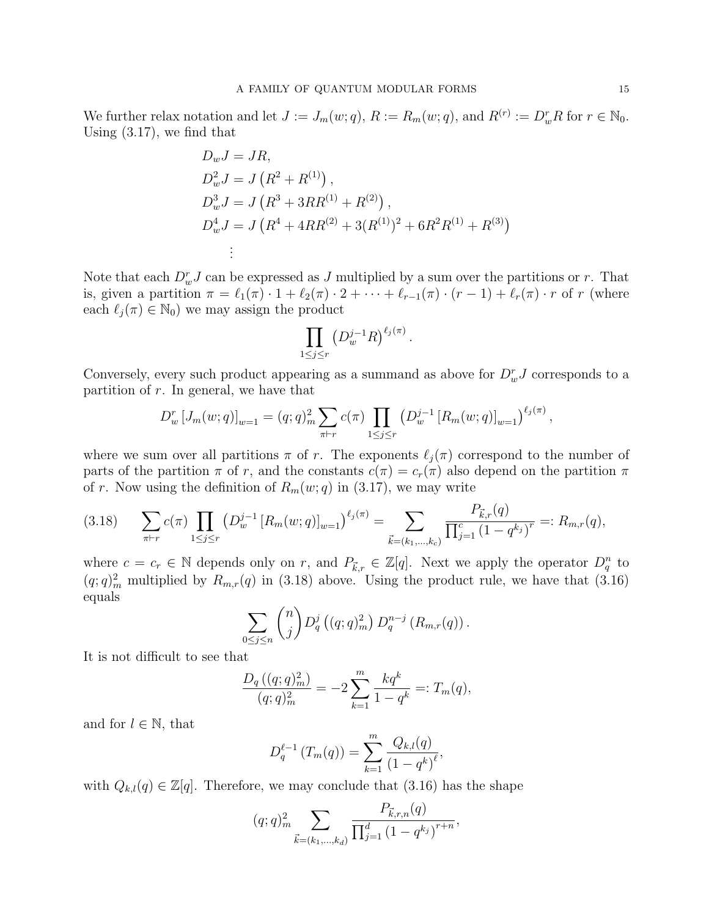We further relax notation and let $J := J_m(w;q)$, $R := R_m(w;q)$, and $R^{(r)} := D_w^r R$ for $r \in \mathbb{N}_0$. Using (3.17), we find that

$$
\begin{aligned}
D_w J &= JR, \\
D_w^2 J &= J\left(R^2 + R^{(1)}\right), \\
D_w^3 J &= J\left(R^3 + 3RR^{(1)} + R^{(2)}\right), \\
D_w^4 J &= J\left(R^4 + 4RR^{(2)} + 3(R^{(1)})^2 + 6R^2R^{(1)} + R^{(3)}\right) \\
&\ \ \vdots
\end{aligned}
$$

Note that each $D_w^r J$ can be expressed as $J$ multiplied by a sum over the partitions or $r$. That is, given a partition $\pi = \ell_1(\pi)\cdot 1 + \ell_2(\pi)\cdot 2 + \cdots + \ell_{r-1}(\pi)\cdot(r-1) + \ell_r(\pi)\cdot r$ of $r$ (where each $\ell_j(\pi) \in \mathbb{N}_0$) we may assign the product

$$
\prod_{1\le j\le r} \left(D_w^{j-1} R\right)^{\ell_j(\pi)}.
$$

Conversely, every such product appearing as a summand as above for $D_w^r J$ corresponds to a partition of $r$. In general, we have that

$$
D_w^r \left[J_m(w;q)\right]_{w=1} = (q;q)_m^2 \sum_{\pi\vdash r} c(\pi) \prod_{1\le j\le r} \left(D_w^{j-1}\left[R_m(w;q)\right]_{w=1}\right)^{\ell_j(\pi)},
$$

where we sum over all partitions $\pi$ of $r$. The exponents $\ell_j(\pi)$ correspond to the number of parts of the partition $\pi$ of $r$, and the constants $c(\pi) = c_r(\pi)$ also depend on the partition $\pi$ of $r$. Now using the definition of $R_m(w;q)$ in (3.17), we may write

$$
\sum_{\pi\vdash r} c(\pi) \prod_{1\le j\le r} \left(D_w^{j-1}\left[R_m(w;q)\right]_{w=1}\right)^{\ell_j(\pi)} = \sum_{\vec{k}=(k_1,\ldots,k_c)} \frac{P_{\vec{k},r}(q)}{\prod_{j=1}^{c}\left(1-q^{k_j}\right)^r} =: R_{m,r}(q), \tag{3.18}
$$

where $c = c_r \in \mathbb{N}$ depends only on $r$, and $P_{\vec{k},r} \in \mathbb{Z}[q]$. Next we apply the operator $D_q^n$ to $(q;q)_m^2$ multiplied by $R_{m,r}(q)$ in (3.18) above. Using the product rule, we have that (3.16) equals

$$
\sum_{0\le j\le n} \binom{n}{j} D_q^j\left((q;q)_m^2\right) D_q^{n-j}\left(R_{m,r}(q)\right).
$$

It is not difficult to see that

$$
\frac{D_q\left((q;q)_m^2\right)}{(q;q)_m^2} = -2\sum_{k=1}^{m} \frac{kq^k}{1-q^k} =: T_m(q),
$$

and for $l \in \mathbb{N}$, that

$$
D_q^{\ell-1}\left(T_m(q)\right) = \sum_{k=1}^{m} \frac{Q_{k,l}(q)}{\left(1-q^k\right)^\ell},
$$

with $Q_{k,l}(q) \in \mathbb{Z}[q]$. Therefore, we may conclude that (3.16) has the shape

$$
(q;q)_m^2 \sum_{\vec{k}=(k_1,\ldots,k_d)} \frac{P_{\vec{k},r,n}(q)}{\prod_{j=1}^{d}\left(1-q^{k_j}\right)^{r+n}},
$$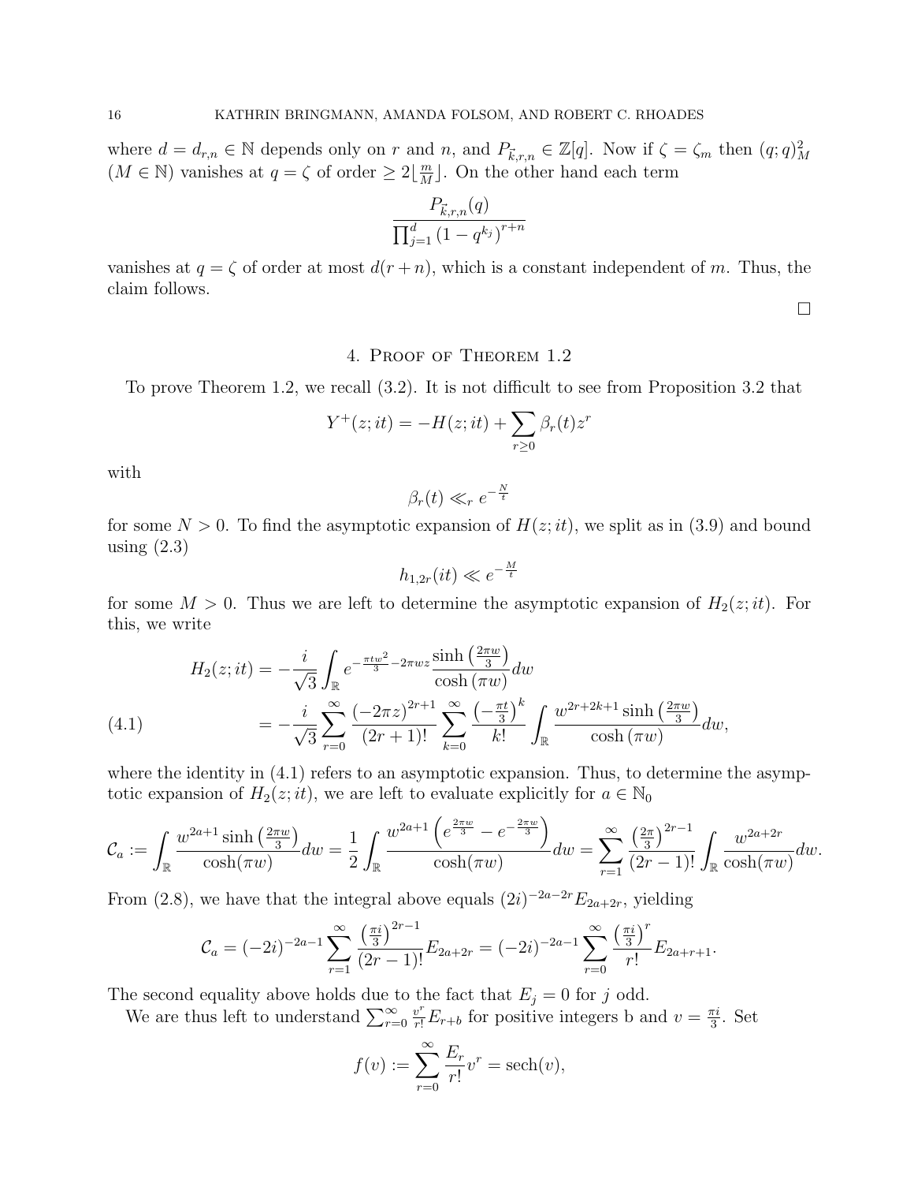where $d = d_{r,n} \in \mathbb{N}$ depends only on $r$ and $n$, and $P_{\vec{k},r,n} \in \mathbb{Z}[q]$. Now if $\zeta = \zeta_m$ then $(q;q)_M^2$ ($M \in \mathbb{N}$) vanishes at $q = \zeta$ of order $\geq 2\lfloor \frac{m}{M} \rfloor$. On the other hand each term

$$\frac{P_{\vec{k},r,n}(q)}{\prod_{j=1}^{d}\left(1-q^{k_j}\right)^{r+n}}$$

vanishes at $q = \zeta$ of order at most $d(r+n)$, which is a constant independent of $m$. Thus, the claim follows.

□

## 4. Proof of Theorem 1.2

To prove Theorem 1.2, we recall (3.2). It is not difficult to see from Proposition 3.2 that

$$Y^+(z;it) = -H(z;it) + \sum_{r\geq 0} \beta_r(t) z^r$$

with

$$\beta_r(t) \ll_r e^{-\frac{N}{t}}$$

for some $N > 0$. To find the asymptotic expansion of $H(z;it)$, we split as in (3.9) and bound using (2.3)

$$h_{1,2r}(it) \ll e^{-\frac{M}{t}}$$

for some $M > 0$. Thus we are left to determine the asymptotic expansion of $H_2(z;it)$. For this, we write

$$\begin{aligned} H_2(z;it) &= -\frac{i}{\sqrt{3}} \int_{\mathbb{R}} e^{-\frac{\pi t w^2}{3} - 2\pi w z} \frac{\sinh\left(\frac{2\pi w}{3}\right)}{\cosh(\pi w)} dw \\ &= -\frac{i}{\sqrt{3}} \sum_{r=0}^{\infty} \frac{(-2\pi z)^{2r+1}}{(2r+1)!} \sum_{k=0}^{\infty} \frac{\left(-\frac{\pi t}{3}\right)^k}{k!} \int_{\mathbb{R}} \frac{w^{2r+2k+1} \sinh\left(\frac{2\pi w}{3}\right)}{\cosh(\pi w)} dw, \end{aligned} \tag{4.1}$$

where the identity in (4.1) refers to an asymptotic expansion. Thus, to determine the asymptotic expansion of $H_2(z;it)$, we are left to evaluate explicitly for $a \in \mathbb{N}_0$

$$\mathcal{C}_a := \int_{\mathbb{R}} \frac{w^{2a+1} \sinh\left(\frac{2\pi w}{3}\right)}{\cosh(\pi w)} dw = \frac{1}{2} \int_{\mathbb{R}} \frac{w^{2a+1}\left(e^{\frac{2\pi w}{3}} - e^{-\frac{2\pi w}{3}}\right)}{\cosh(\pi w)} dw = \sum_{r=1}^{\infty} \frac{\left(\frac{2\pi}{3}\right)^{2r-1}}{(2r-1)!} \int_{\mathbb{R}} \frac{w^{2a+2r}}{\cosh(\pi w)} dw.$$

From (2.8), we have that the integral above equals $(2i)^{-2a-2r} E_{2a+2r}$, yielding

$$\mathcal{C}_a = (-2i)^{-2a-1} \sum_{r=1}^{\infty} \frac{\left(\frac{\pi i}{3}\right)^{2r-1}}{(2r-1)!} E_{2a+2r} = (-2i)^{-2a-1} \sum_{r=0}^{\infty} \frac{\left(\frac{\pi i}{3}\right)^r}{r!} E_{2a+r+1}.$$

The second equality above holds due to the fact that $E_j = 0$ for $j$ odd.

We are thus left to understand $\sum_{r=0}^{\infty} \frac{v^r}{r!} E_{r+b}$ for positive integers b and $v = \frac{\pi i}{3}$. Set

$$f(v) := \sum_{r=0}^{\infty} \frac{E_r}{r!} v^r = \operatorname{sech}(v),$$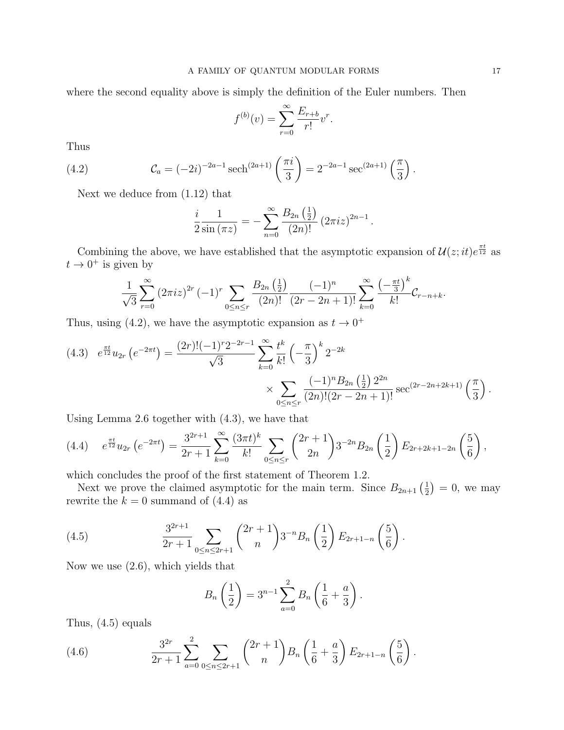where the second equality above is simply the definition of the Euler numbers. Then

$$f^{(b)}(v) = \sum_{r=0}^{\infty} \frac{E_{r+b}}{r!} v^r.$$

Thus

$$\mathcal{C}_a = (-2i)^{-2a-1} \operatorname{sech}^{(2a+1)}\left(\frac{\pi i}{3}\right) = 2^{-2a-1} \sec^{(2a+1)}\left(\frac{\pi}{3}\right). \tag{4.2}$$

Next we deduce from (1.12) that

$$\frac{i}{2}\frac{1}{\sin(\pi z)} = -\sum_{n=0}^{\infty} \frac{B_{2n}\left(\frac{1}{2}\right)}{(2n)!} (2\pi i z)^{2n-1}.$$

Combining the above, we have established that the asymptotic expansion of $\mathcal{U}(z;it)e^{\frac{\pi t}{12}}$ as $t \to 0^+$ is given by

$$\frac{1}{\sqrt{3}} \sum_{r=0}^{\infty} (2\pi i z)^{2r} (-1)^r \sum_{0 \leq n \leq r} \frac{B_{2n}\left(\frac{1}{2}\right)}{(2n)!} \frac{(-1)^n}{(2r-2n+1)!} \sum_{k=0}^{\infty} \frac{\left(-\frac{\pi t}{3}\right)^k}{k!} \mathcal{C}_{r-n+k}.$$

Thus, using (4.2), we have the asymptotic expansion as $t \to 0^+$

$$e^{\frac{\pi t}{12}} u_{2r}\left(e^{-2\pi t}\right) = \frac{(2r)!(-1)^r 2^{-2r-1}}{\sqrt{3}} \sum_{k=0}^{\infty} \frac{t^k}{k!} \left(-\frac{\pi}{3}\right)^k 2^{-2k} \times \sum_{0 \leq n \leq r} \frac{(-1)^n B_{2n}\left(\frac{1}{2}\right) 2^{2n}}{(2n)!(2r-2n+1)!} \sec^{(2r-2n+2k+1)}\left(\frac{\pi}{3}\right). \tag{4.3}$$

Using Lemma 2.6 together with (4.3), we have that

$$e^{\frac{\pi t}{12}} u_{2r}\left(e^{-2\pi t}\right) = \frac{3^{2r+1}}{2r+1} \sum_{k=0}^{\infty} \frac{(3\pi t)^k}{k!} \sum_{0 \leq n \leq r} \binom{2r+1}{2n} 3^{-2n} B_{2n}\left(\frac{1}{2}\right) E_{2r+2k+1-2n}\left(\frac{5}{6}\right), \tag{4.4}$$

which concludes the proof of the first statement of Theorem 1.2.

Next we prove the claimed asymptotic for the main term. Since $B_{2n+1}\left(\frac{1}{2}\right) = 0$, we may rewrite the $k=0$ summand of (4.4) as

$$\frac{3^{2r+1}}{2r+1} \sum_{0 \leq n \leq 2r+1} \binom{2r+1}{n} 3^{-n} B_n\left(\frac{1}{2}\right) E_{2r+1-n}\left(\frac{5}{6}\right). \tag{4.5}$$

Now we use (2.6), which yields that

$$B_n\left(\frac{1}{2}\right) = 3^{n-1} \sum_{a=0}^{2} B_n\left(\frac{1}{6} + \frac{a}{3}\right).$$

Thus, (4.5) equals

$$\frac{3^{2r}}{2r+1} \sum_{a=0}^{2} \sum_{0 \leq n \leq 2r+1} \binom{2r+1}{n} B_n\left(\frac{1}{6} + \frac{a}{3}\right) E_{2r+1-n}\left(\frac{5}{6}\right). \tag{4.6}$$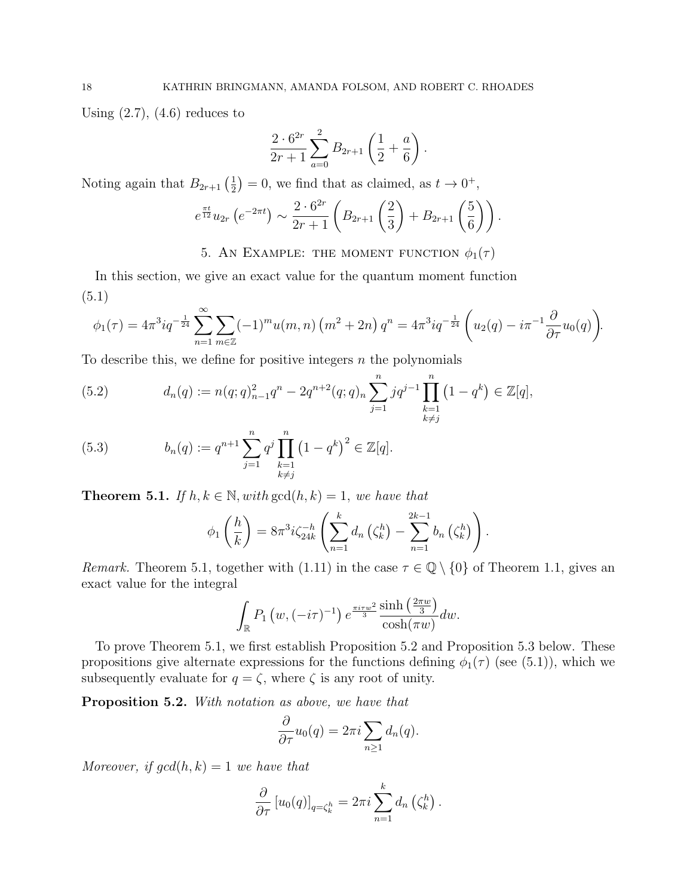Using (2.7), (4.6) reduces to

$$\frac{2 \cdot 6^{2r}}{2r+1} \sum_{a=0}^{2} B_{2r+1}\left(\frac{1}{2} + \frac{a}{6}\right).$$

Noting again that $B_{2r+1}\left(\frac{1}{2}\right) = 0$, we find that as claimed, as $t \to 0^+$,

$$e^{\frac{\pi t}{12}} u_{2r}\left(e^{-2\pi t}\right) \sim \frac{2 \cdot 6^{2r}}{2r+1} \left(B_{2r+1}\left(\frac{2}{3}\right) + B_{2r+1}\left(\frac{5}{6}\right)\right).$$

## 5. An Example: the moment function $\phi_1(\tau)$

In this section, we give an exact value for the quantum moment function

(5.1)

$$\phi_1(\tau) = 4\pi^3 i q^{-\frac{1}{24}} \sum_{n=1}^{\infty} \sum_{m \in \mathbb{Z}} (-1)^m u(m,n)\left(m^2 + 2n\right) q^n = 4\pi^3 i q^{-\frac{1}{24}} \left(u_2(q) - i\pi^{-1} \frac{\partial}{\partial \tau} u_0(q)\right).$$

To describe this, we define for positive integers $n$ the polynomials

$$d_n(q) := n(q;q)_{n-1}^2 q^n - 2q^{n+2}(q;q)_n \sum_{j=1}^{n} j q^{j-1} \prod_{\substack{k=1 \\ k \neq j}}^{n} \left(1 - q^k\right) \in \mathbb{Z}[q], \tag{5.2}$$

$$b_n(q) := q^{n+1} \sum_{j=1}^{n} q^j \prod_{\substack{k=1 \\ k \neq j}}^{n} \left(1 - q^k\right)^2 \in \mathbb{Z}[q]. \tag{5.3}$$

**Theorem 5.1.** *If $h, k \in \mathbb{N}$, with $\gcd(h,k) = 1$, we have that*

$$\phi_1\left(\frac{h}{k}\right) = 8\pi^3 i \zeta_{24k}^{-h} \left(\sum_{n=1}^{k} d_n\left(\zeta_k^h\right) - \sum_{n=1}^{2k-1} b_n\left(\zeta_k^h\right)\right).$$

*Remark.* Theorem 5.1, together with (1.11) in the case $\tau \in \mathbb{Q} \setminus \{0\}$ of Theorem 1.1, gives an exact value for the integral

$$\int_{\mathbb{R}} P_1\left(w, (-i\tau)^{-1}\right) e^{\frac{\pi i \tau w^2}{3}} \frac{\sinh\left(\frac{2\pi w}{3}\right)}{\cosh(\pi w)} dw.$$

To prove Theorem 5.1, we first establish Proposition 5.2 and Proposition 5.3 below. These propositions give alternate expressions for the functions defining $\phi_1(\tau)$ (see (5.1)), which we subsequently evaluate for $q = \zeta$, where $\zeta$ is any root of unity.

**Proposition 5.2.** *With notation as above, we have that*

$$\frac{\partial}{\partial \tau} u_0(q) = 2\pi i \sum_{n \geq 1} d_n(q).$$

*Moreover, if $gcd(h,k) = 1$ we have that*

$$\frac{\partial}{\partial \tau} \left[u_0(q)\right]_{q = \zeta_k^h} = 2\pi i \sum_{n=1}^{k} d_n\left(\zeta_k^h\right).$$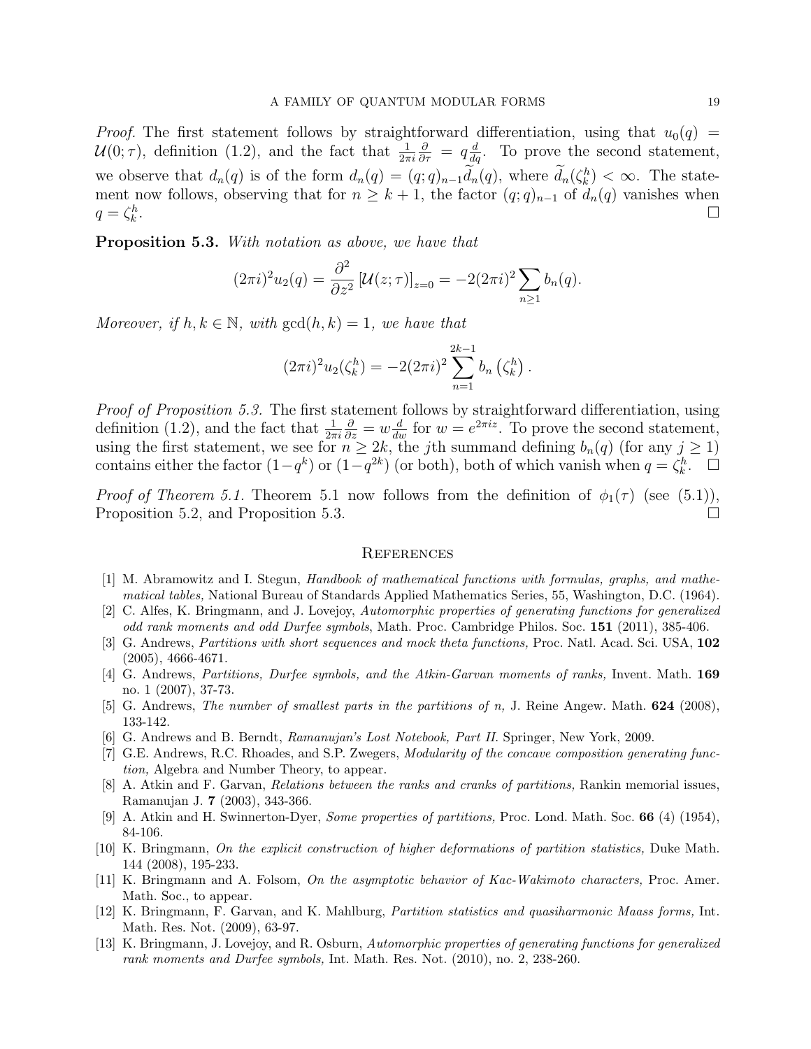*Proof.* The first statement follows by straightforward differentiation, using that $u_0(q) = \mathcal{U}(0;\tau)$, definition (1.2), and the fact that $\frac{1}{2\pi i}\frac{\partial}{\partial \tau} = q\frac{d}{dq}$. To prove the second statement, we observe that $d_n(q)$ is of the form $d_n(q) = (q;q)_{n-1}\widetilde{d}_n(q)$, where $\widetilde{d}_n(\zeta_k^h) < \infty$. The statement now follows, observing that for $n \geq k+1$, the factor $(q;q)_{n-1}$ of $d_n(q)$ vanishes when $q = \zeta_k^h$. □

**Proposition 5.3.** *With notation as above, we have that*

$$(2\pi i)^2 u_2(q) = \frac{\partial^2}{\partial z^2}\left[\mathcal{U}(z;\tau)\right]_{z=0} = -2(2\pi i)^2 \sum_{n\geq 1} b_n(q).$$

*Moreover, if $h, k \in \mathbb{N}$, with $\gcd(h,k) = 1$, we have that*

$$(2\pi i)^2 u_2(\zeta_k^h) = -2(2\pi i)^2 \sum_{n=1}^{2k-1} b_n\left(\zeta_k^h\right).$$

*Proof of Proposition 5.3.* The first statement follows by straightforward differentiation, using definition (1.2), and the fact that $\frac{1}{2\pi i}\frac{\partial}{\partial z} = w\frac{d}{dw}$ for $w = e^{2\pi i z}$. To prove the second statement, using the first statement, we see for $n \geq 2k$, the $j$th summand defining $b_n(q)$ (for any $j \geq 1$) contains either the factor $(1-q^k)$ or $(1-q^{2k})$ (or both), both of which vanish when $q = \zeta_k^h$. □

*Proof of Theorem 5.1.* Theorem 5.1 now follows from the definition of $\phi_1(\tau)$ (see (5.1)), Proposition 5.2, and Proposition 5.3. □

## References

[1] M. Abramowitz and I. Stegun, *Handbook of mathematical functions with formulas, graphs, and mathematical tables,* National Bureau of Standards Applied Mathematics Series, 55, Washington, D.C. (1964).

[2] C. Alfes, K. Bringmann, and J. Lovejoy, *Automorphic properties of generating functions for generalized odd rank moments and odd Durfee symbols*, Math. Proc. Cambridge Philos. Soc. **151** (2011), 385-406.

[3] G. Andrews, *Partitions with short sequences and mock theta functions,* Proc. Natl. Acad. Sci. USA, **102** (2005), 4666-4671.

[4] G. Andrews, *Partitions, Durfee symbols, and the Atkin-Garvan moments of ranks,* Invent. Math. **169** no. 1 (2007), 37-73.

[5] G. Andrews, *The number of smallest parts in the partitions of n,* J. Reine Angew. Math. **624** (2008), 133-142.

[6] G. Andrews and B. Berndt, *Ramanujan's Lost Notebook, Part II.* Springer, New York, 2009.

[7] G.E. Andrews, R.C. Rhoades, and S.P. Zwegers, *Modularity of the concave composition generating function,* Algebra and Number Theory, to appear.

[8] A. Atkin and F. Garvan, *Relations between the ranks and cranks of partitions,* Rankin memorial issues, Ramanujan J. **7** (2003), 343-366.

[9] A. Atkin and H. Swinnerton-Dyer, *Some properties of partitions,* Proc. Lond. Math. Soc. **66** (4) (1954), 84-106.

[10] K. Bringmann, *On the explicit construction of higher deformations of partition statistics,* Duke Math. 144 (2008), 195-233.

[11] K. Bringmann and A. Folsom, *On the asymptotic behavior of Kac-Wakimoto characters,* Proc. Amer. Math. Soc., to appear.

[12] K. Bringmann, F. Garvan, and K. Mahlburg, *Partition statistics and quasiharmonic Maass forms,* Int. Math. Res. Not. (2009), 63-97.

[13] K. Bringmann, J. Lovejoy, and R. Osburn, *Automorphic properties of generating functions for generalized rank moments and Durfee symbols,* Int. Math. Res. Not. (2010), no. 2, 238-260.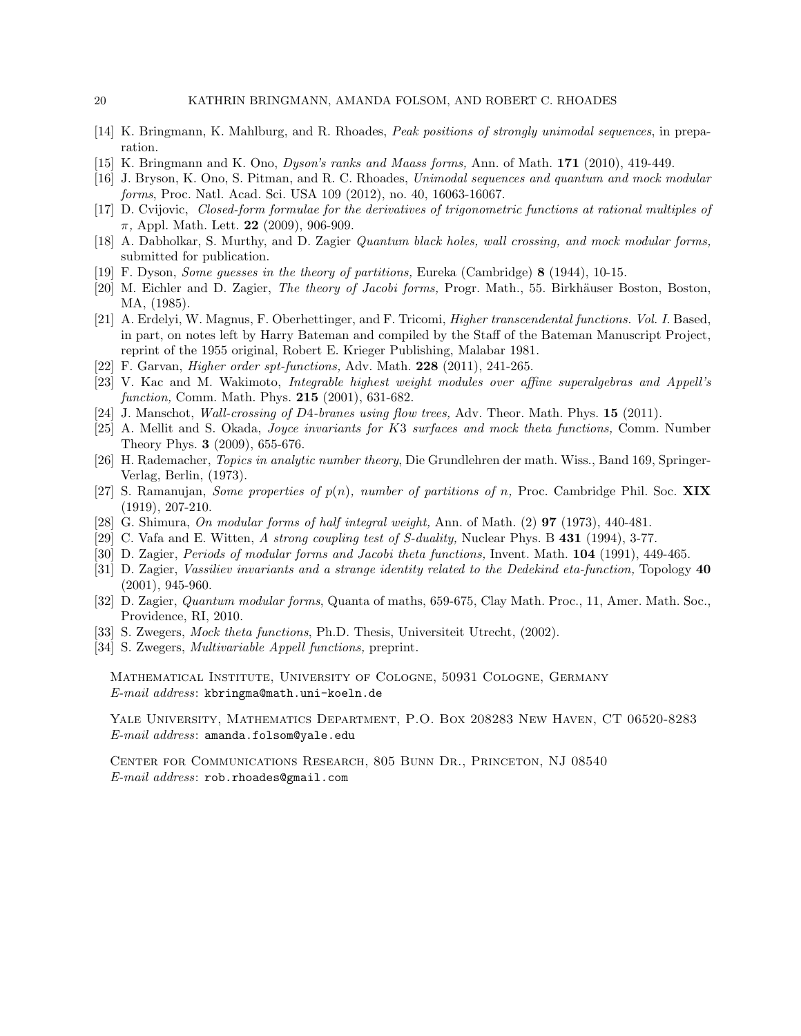[14] K. Bringmann, K. Mahlburg, and R. Rhoades, *Peak positions of strongly unimodal sequences*, in preparation.

[15] K. Bringmann and K. Ono, *Dyson's ranks and Maass forms,* Ann. of Math. **171** (2010), 419-449.

[16] J. Bryson, K. Ono, S. Pitman, and R. C. Rhoades, *Unimodal sequences and quantum and mock modular forms*, Proc. Natl. Acad. Sci. USA 109 (2012), no. 40, 16063-16067.

[17] D. Cvijovic, *Closed-form formulae for the derivatives of trigonometric functions at rational multiples of $\pi$,* Appl. Math. Lett. **22** (2009), 906-909.

[18] A. Dabholkar, S. Murthy, and D. Zagier *Quantum black holes, wall crossing, and mock modular forms,* submitted for publication.

[19] F. Dyson, *Some guesses in the theory of partitions,* Eureka (Cambridge) **8** (1944), 10-15.

[20] M. Eichler and D. Zagier, *The theory of Jacobi forms,* Progr. Math., 55. Birkhäuser Boston, Boston, MA, (1985).

[21] A. Erdelyi, W. Magnus, F. Oberhettinger, and F. Tricomi, *Higher transcendental functions. Vol. I.* Based, in part, on notes left by Harry Bateman and compiled by the Staff of the Bateman Manuscript Project, reprint of the 1955 original, Robert E. Krieger Publishing, Malabar 1981.

[22] F. Garvan, *Higher order spt-functions,* Adv. Math. **228** (2011), 241-265.

[23] V. Kac and M. Wakimoto, *Integrable highest weight modules over affine superalgebras and Appell's function,* Comm. Math. Phys. **215** (2001), 631-682.

[24] J. Manschot, *Wall-crossing of D4-branes using flow trees,* Adv. Theor. Math. Phys. **15** (2011).

[25] A. Mellit and S. Okada, *Joyce invariants for K3 surfaces and mock theta functions,* Comm. Number Theory Phys. **3** (2009), 655-676.

[26] H. Rademacher, *Topics in analytic number theory*, Die Grundlehren der math. Wiss., Band 169, Springer-Verlag, Berlin, (1973).

[27] S. Ramanujan, *Some properties of $p(n)$, number of partitions of $n$,* Proc. Cambridge Phil. Soc. **XIX** (1919), 207-210.

[28] G. Shimura, *On modular forms of half integral weight,* Ann. of Math. (2) **97** (1973), 440-481.

[29] C. Vafa and E. Witten, *A strong coupling test of S-duality,* Nuclear Phys. B **431** (1994), 3-77.

[30] D. Zagier, *Periods of modular forms and Jacobi theta functions,* Invent. Math. **104** (1991), 449-465.

[31] D. Zagier, *Vassiliev invariants and a strange identity related to the Dedekind eta-function,* Topology **40** (2001), 945-960.

[32] D. Zagier, *Quantum modular forms*, Quanta of maths, 659-675, Clay Math. Proc., 11, Amer. Math. Soc., Providence, RI, 2010.

[33] S. Zwegers, *Mock theta functions*, Ph.D. Thesis, Universiteit Utrecht, (2002).

[34] S. Zwegers, *Multivariable Appell functions,* preprint.

Mathematical Institute, University of Cologne, 50931 Cologne, Germany
*E-mail address*: kbringma@math.uni-koeln.de

Yale University, Mathematics Department, P.O. Box 208283 New Haven, CT 06520-8283
*E-mail address*: amanda.folsom@yale.edu

Center for Communications Research, 805 Bunn Dr., Princeton, NJ 08540
*E-mail address*: rob.rhoades@gmail.com